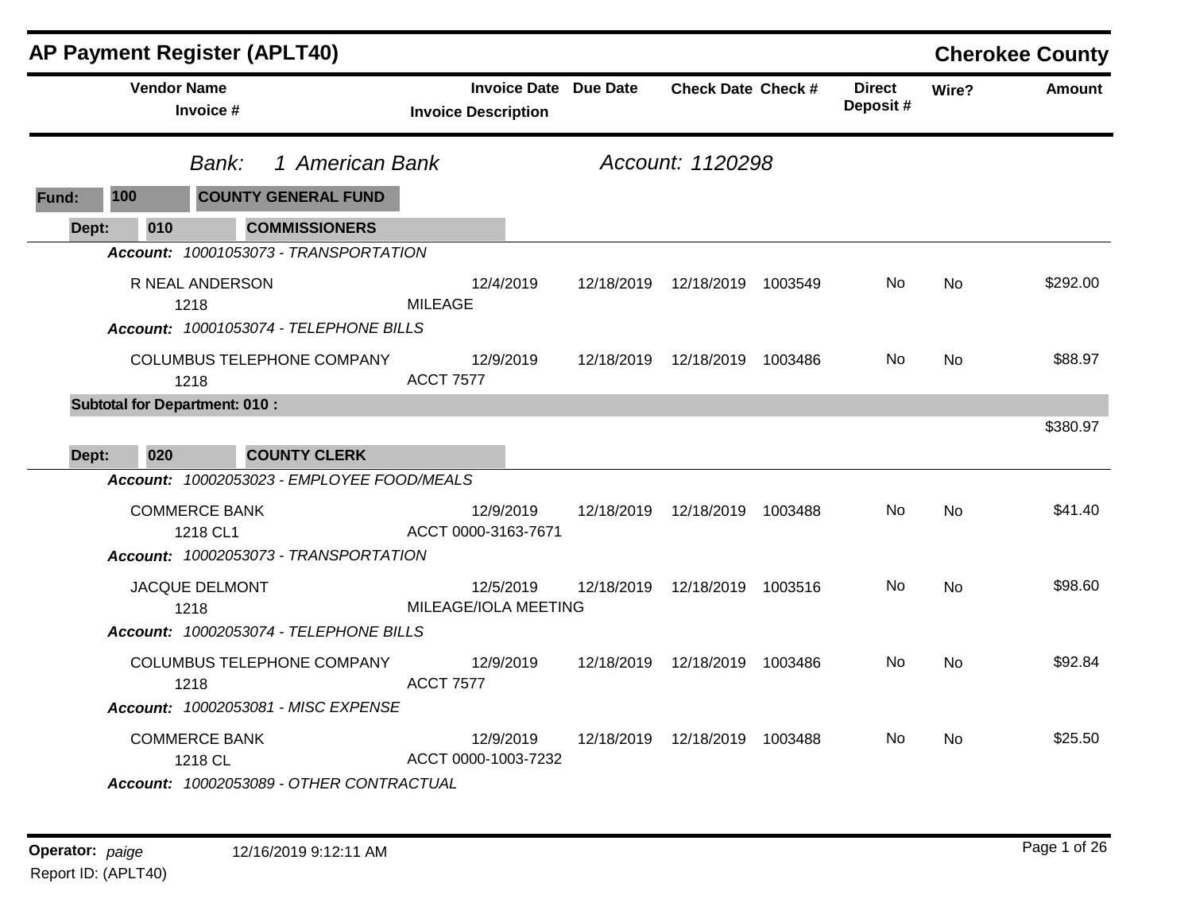# AP Payment Register (APLT40)

**Cherokee County**

**Bank:** 1 American Bank **Account:** 1120298

**Fund:** 100 **COUNTY GENERAL FUND**

**Dept:** 010 **COMMISSIONERS**

| Vendor Name / Invoice # | Invoice Date / Invoice Description | Due Date | Check Date | Check # | Direct Deposit # | Wire? | Amount |
|---|---|---|---|---|---|---|---|
| ***Account:*** *10001053073 - TRANSPORTATION* | | | | | | | |
| R NEAL ANDERSON<br>1218 | 12/4/2019<br>MILEAGE | 12/18/2019 | 12/18/2019 | 1003549 | No | No | $292.00 |
| ***Account:*** *10001053074 - TELEPHONE BILLS* | | | | | | | |
| COLUMBUS TELEPHONE COMPANY<br>1218 | 12/9/2019<br>ACCT 7577 | 12/18/2019 | 12/18/2019 | 1003486 | No | No | $88.97 |
| **Subtotal for Department: 010 :** | | | | | | | $380.97 |

**Dept:** 020 **COUNTY CLERK**

| Vendor Name / Invoice # | Invoice Date / Invoice Description | Due Date | Check Date | Check # | Direct Deposit # | Wire? | Amount |
|---|---|---|---|---|---|---|---|
| ***Account:*** *10002053023 - EMPLOYEE FOOD/MEALS* | | | | | | | |
| COMMERCE BANK<br>1218 CL1 | 12/9/2019<br>ACCT 0000-3163-7671 | 12/18/2019 | 12/18/2019 | 1003488 | No | No | $41.40 |
| ***Account:*** *10002053073 - TRANSPORTATION* | | | | | | | |
| JACQUE DELMONT<br>1218 | 12/5/2019<br>MILEAGE/IOLA MEETING | 12/18/2019 | 12/18/2019 | 1003516 | No | No | $98.60 |
| ***Account:*** *10002053074 - TELEPHONE BILLS* | | | | | | | |
| COLUMBUS TELEPHONE COMPANY<br>1218 | 12/9/2019<br>ACCT 7577 | 12/18/2019 | 12/18/2019 | 1003486 | No | No | $92.84 |
| ***Account:*** *10002053081 - MISC EXPENSE* | | | | | | | |
| COMMERCE BANK<br>1218 CL | 12/9/2019<br>ACCT 0000-1003-7232 | 12/18/2019 | 12/18/2019 | 1003488 | No | No | $25.50 |
| ***Account:*** *10002053089 - OTHER CONTRACTUAL* | | | | | | | |

**Operator:** *paige* 12/16/2019 9:12:11 AM
Report ID: (APLT40)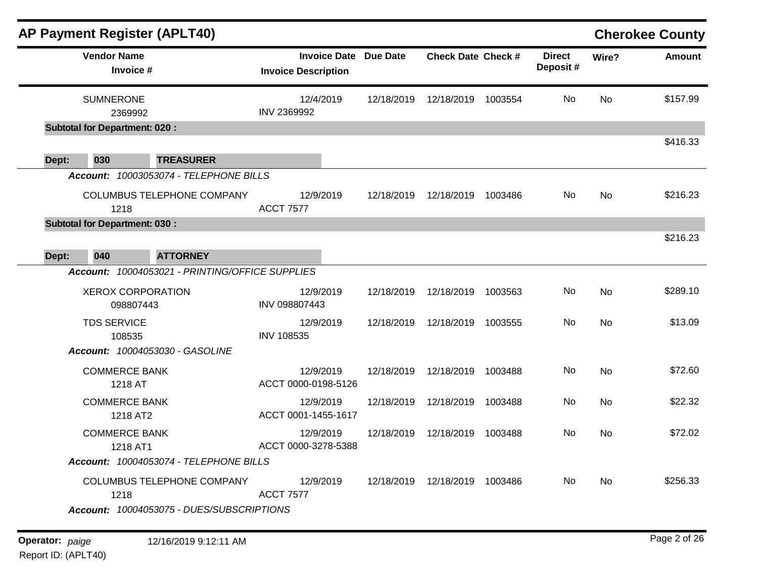## AP Payment Register (APLT40)

**Cherokee County**

| Vendor Name / Invoice # | Invoice Date / Invoice Description | Due Date | Check Date | Check # | Direct Deposit # | Wire? | Amount |
|---|---|---|---|---|---|---|---|
| SUMNERONE 2369992 | 12/4/2019 INV 2369992 | 12/18/2019 | 12/18/2019 | 1003554 | No | No | $157.99 |
| **Subtotal for Department: 020 :** | | | | | | | $416.33 |
| **Dept: 030 TREASURER** | | | | | | | |
| ***Account:* 10003053074 - TELEPHONE BILLS** | | | | | | | |
| COLUMBUS TELEPHONE COMPANY 1218 | 12/9/2019 ACCT 7577 | 12/18/2019 | 12/18/2019 | 1003486 | No | No | $216.23 |
| **Subtotal for Department: 030 :** | | | | | | | $216.23 |
| **Dept: 040 ATTORNEY** | | | | | | | |
| ***Account:* 10004053021 - PRINTING/OFFICE SUPPLIES** | | | | | | | |
| XEROX CORPORATION 098807443 | 12/9/2019 INV 098807443 | 12/18/2019 | 12/18/2019 | 1003563 | No | No | $289.10 |
| TDS SERVICE 108535 | 12/9/2019 INV 108535 | 12/18/2019 | 12/18/2019 | 1003555 | No | No | $13.09 |
| ***Account:* 10004053030 - GASOLINE** | | | | | | | |
| COMMERCE BANK 1218 AT | 12/9/2019 ACCT 0000-0198-5126 | 12/18/2019 | 12/18/2019 | 1003488 | No | No | $72.60 |
| COMMERCE BANK 1218 AT2 | 12/9/2019 ACCT 0001-1455-1617 | 12/18/2019 | 12/18/2019 | 1003488 | No | No | $22.32 |
| COMMERCE BANK 1218 AT1 | 12/9/2019 ACCT 0000-3278-5388 | 12/18/2019 | 12/18/2019 | 1003488 | No | No | $72.02 |
| ***Account:* 10004053074 - TELEPHONE BILLS** | | | | | | | |
| COLUMBUS TELEPHONE COMPANY 1218 | 12/9/2019 ACCT 7577 | 12/18/2019 | 12/18/2019 | 1003486 | No | No | $256.33 |
| ***Account:* 10004053075 - DUES/SUBSCRIPTIONS** | | | | | | | |

**Operator:** *paige* 12/16/2019 9:12:11 AM

Report ID: (APLT40)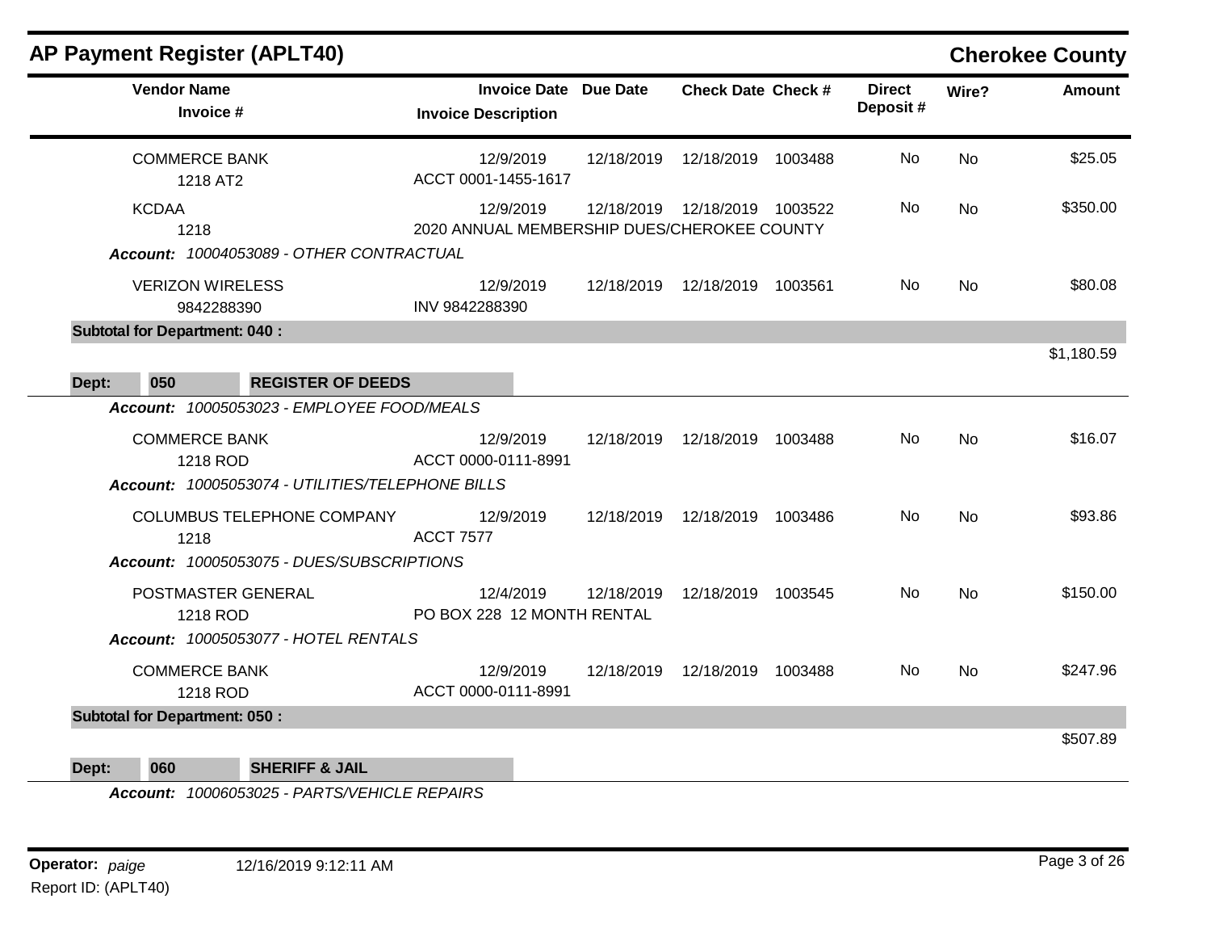## AP Payment Register (APLT40)

**Cherokee County**

| Vendor Name / Invoice # | Invoice Date / Invoice Description | Due Date | Check Date | Check # | Direct Deposit # | Wire? | Amount |
|---|---|---|---|---|---|---|---|
| COMMERCE BANK<br>1218 AT2 | 12/9/2019<br>ACCT 0001-1455-1617 | 12/18/2019 | 12/18/2019 | 1003488 | No | No | $25.05 |
| KCDAA<br>1218 | 12/9/2019<br>2020 ANNUAL MEMBERSHIP DUES/CHEROKEE COUNTY | 12/18/2019 | 12/18/2019 | 1003522 | No | No | $350.00 |
| ***Account:*** *10004053089 - OTHER CONTRACTUAL* | | | | | | | |
| VERIZON WIRELESS<br>9842288390 | 12/9/2019<br>INV 9842288390 | 12/18/2019 | 12/18/2019 | 1003561 | No | No | $80.08 |
| **Subtotal for Department: 040 :** | | | | | | | $1,180.59 |
| **Dept: 050 REGISTER OF DEEDS** | | | | | | | |
| ***Account:*** *10005053023 - EMPLOYEE FOOD/MEALS* | | | | | | | |
| COMMERCE BANK<br>1218 ROD | 12/9/2019<br>ACCT 0000-0111-8991 | 12/18/2019 | 12/18/2019 | 1003488 | No | No | $16.07 |
| ***Account:*** *10005053074 - UTILITIES/TELEPHONE BILLS* | | | | | | | |
| COLUMBUS TELEPHONE COMPANY<br>1218 | 12/9/2019<br>ACCT 7577 | 12/18/2019 | 12/18/2019 | 1003486 | No | No | $93.86 |
| ***Account:*** *10005053075 - DUES/SUBSCRIPTIONS* | | | | | | | |
| POSTMASTER GENERAL<br>1218 ROD | 12/4/2019<br>PO BOX 228 12 MONTH RENTAL | 12/18/2019 | 12/18/2019 | 1003545 | No | No | $150.00 |
| ***Account:*** *10005053077 - HOTEL RENTALS* | | | | | | | |
| COMMERCE BANK<br>1218 ROD | 12/9/2019<br>ACCT 0000-0111-8991 | 12/18/2019 | 12/18/2019 | 1003488 | No | No | $247.96 |
| **Subtotal for Department: 050 :** | | | | | | | $507.89 |
| **Dept: 060 SHERIFF & JAIL** | | | | | | | |
| ***Account:*** *10006053025 - PARTS/VEHICLE REPAIRS* | | | | | | | |

**Operator:** *paige* 12/16/2019 9:12:11 AM

Report ID: (APLT40)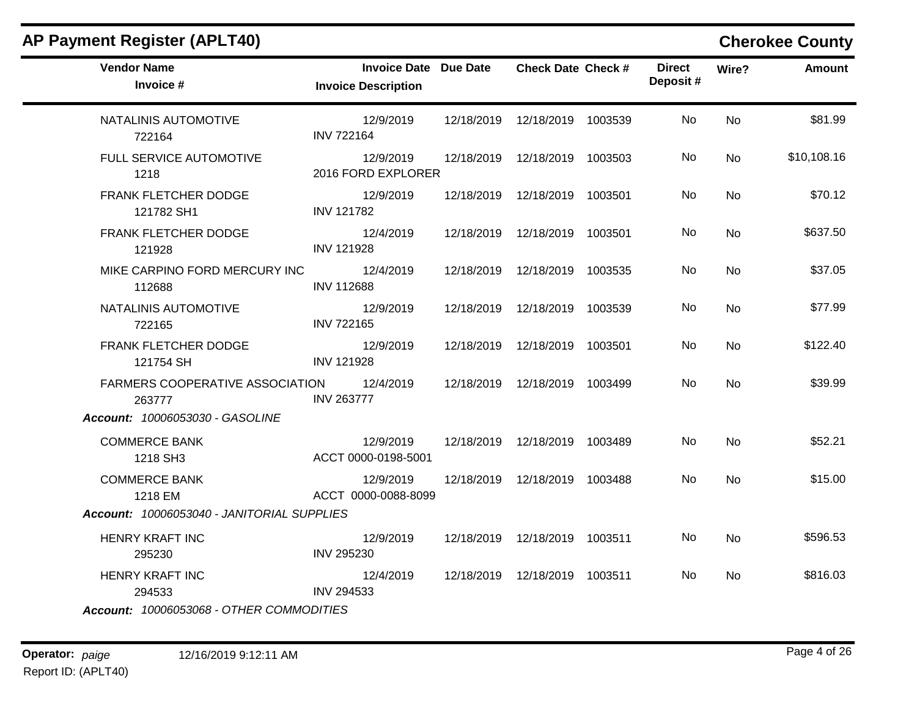# AP Payment Register (APLT40)

**Cherokee County**

| Vendor Name / Invoice # | Invoice Date / Invoice Description | Due Date | Check Date | Check # | Direct Deposit # | Wire? | Amount |
|---|---|---|---|---|---|---|---|
| NATALINIS AUTOMOTIVE<br>722164 | 12/9/2019<br>INV 722164 | 12/18/2019 | 12/18/2019 | 1003539 | No | No | $81.99 |
| FULL SERVICE AUTOMOTIVE<br>1218 | 12/9/2019<br>2016 FORD EXPLORER | 12/18/2019 | 12/18/2019 | 1003503 | No | No | $10,108.16 |
| FRANK FLETCHER DODGE<br>121782 SH1 | 12/9/2019<br>INV 121782 | 12/18/2019 | 12/18/2019 | 1003501 | No | No | $70.12 |
| FRANK FLETCHER DODGE<br>121928 | 12/4/2019<br>INV 121928 | 12/18/2019 | 12/18/2019 | 1003501 | No | No | $637.50 |
| MIKE CARPINO FORD MERCURY INC<br>112688 | 12/4/2019<br>INV 112688 | 12/18/2019 | 12/18/2019 | 1003535 | No | No | $37.05 |
| NATALINIS AUTOMOTIVE<br>722165 | 12/9/2019<br>INV 722165 | 12/18/2019 | 12/18/2019 | 1003539 | No | No | $77.99 |
| FRANK FLETCHER DODGE<br>121754 SH | 12/9/2019<br>INV 121928 | 12/18/2019 | 12/18/2019 | 1003501 | No | No | $122.40 |
| FARMERS COOPERATIVE ASSOCIATION<br>263777 | 12/4/2019<br>INV 263777 | 12/18/2019 | 12/18/2019 | 1003499 | No | No | $39.99 |
| ***Account:** 10006053030 - GASOLINE* | | | | | | | |
| COMMERCE BANK<br>1218 SH3 | 12/9/2019<br>ACCT 0000-0198-5001 | 12/18/2019 | 12/18/2019 | 1003489 | No | No | $52.21 |
| COMMERCE BANK<br>1218 EM | 12/9/2019<br>ACCT 0000-0088-8099 | 12/18/2019 | 12/18/2019 | 1003488 | No | No | $15.00 |
| ***Account:** 10006053040 - JANITORIAL SUPPLIES* | | | | | | | |
| HENRY KRAFT INC<br>295230 | 12/9/2019<br>INV 295230 | 12/18/2019 | 12/18/2019 | 1003511 | No | No | $596.53 |
| HENRY KRAFT INC<br>294533 | 12/4/2019<br>INV 294533 | 12/18/2019 | 12/18/2019 | 1003511 | No | No | $816.03 |
| ***Account:** 10006053068 - OTHER COMMODITIES* | | | | | | | |

**Operator:** *paige* 12/16/2019 9:12:11 AM

Report ID: (APLT40)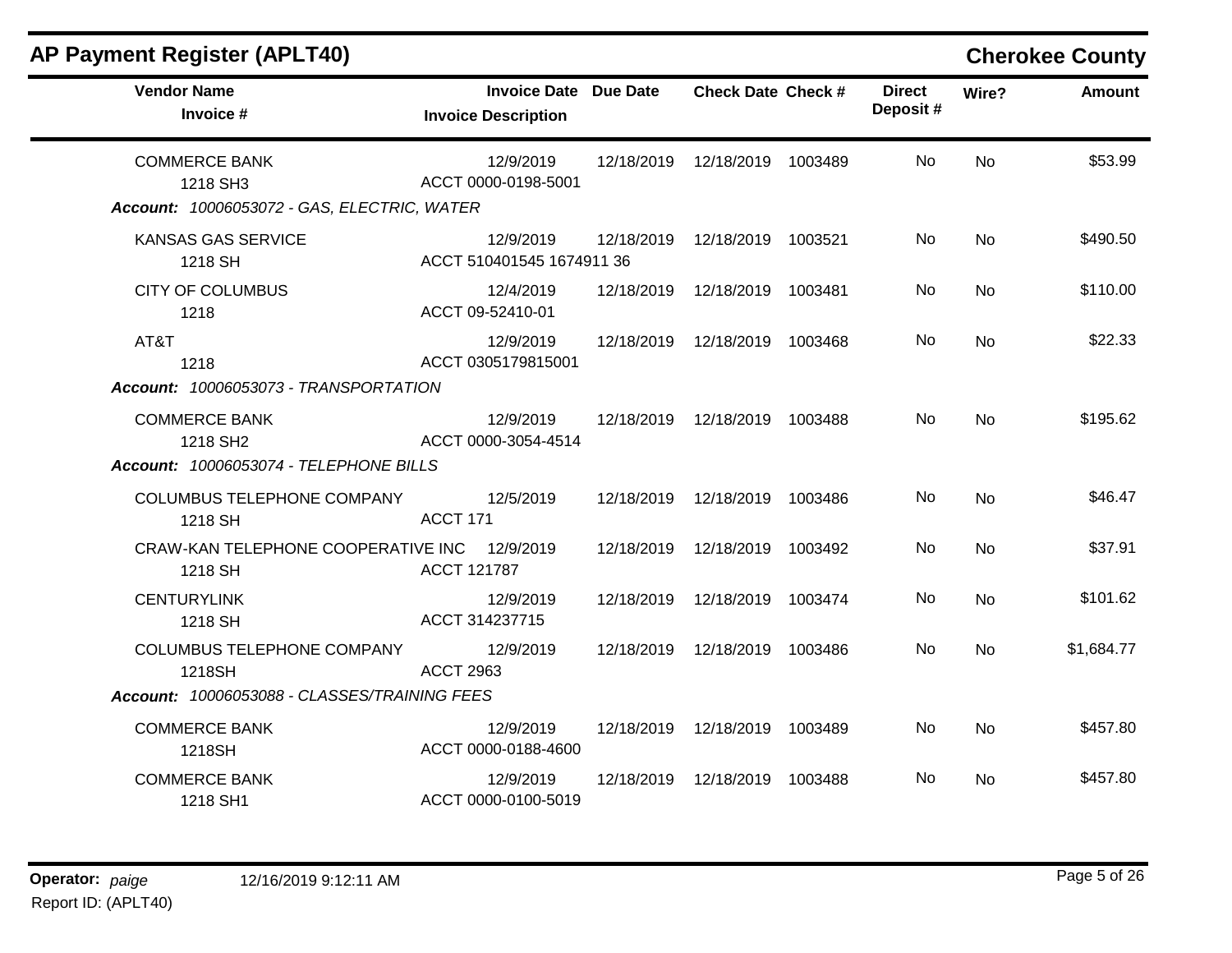# AP Payment Register (APLT40)

## Cherokee County

| Vendor Name / Invoice # | Invoice Date / Invoice Description | Due Date | Check Date | Check # | Direct Deposit # | Wire? | Amount |
|---|---|---|---|---|---|---|---|
| COMMERCE BANK<br>1218 SH3 | 12/9/2019<br>ACCT 0000-0198-5001 | 12/18/2019 | 12/18/2019 | 1003489 | No | No | $53.99 |
| ***Account:* 10006053072 - GAS, ELECTRIC, WATER** | | | | | | | |
| KANSAS GAS SERVICE<br>1218 SH | 12/9/2019<br>ACCT 510401545 1674911 36 | 12/18/2019 | 12/18/2019 | 1003521 | No | No | $490.50 |
| CITY OF COLUMBUS<br>1218 | 12/4/2019<br>ACCT 09-52410-01 | 12/18/2019 | 12/18/2019 | 1003481 | No | No | $110.00 |
| AT&T<br>1218 | 12/9/2019<br>ACCT 0305179815001 | 12/18/2019 | 12/18/2019 | 1003468 | No | No | $22.33 |
| ***Account:* 10006053073 - TRANSPORTATION** | | | | | | | |
| COMMERCE BANK<br>1218 SH2 | 12/9/2019<br>ACCT 0000-3054-4514 | 12/18/2019 | 12/18/2019 | 1003488 | No | No | $195.62 |
| ***Account:* 10006053074 - TELEPHONE BILLS** | | | | | | | |
| COLUMBUS TELEPHONE COMPANY<br>1218 SH | 12/5/2019<br>ACCT 171 | 12/18/2019 | 12/18/2019 | 1003486 | No | No | $46.47 |
| CRAW-KAN TELEPHONE COOPERATIVE INC<br>1218 SH | 12/9/2019<br>ACCT 121787 | 12/18/2019 | 12/18/2019 | 1003492 | No | No | $37.91 |
| CENTURYLINK<br>1218 SH | 12/9/2019<br>ACCT 314237715 | 12/18/2019 | 12/18/2019 | 1003474 | No | No | $101.62 |
| COLUMBUS TELEPHONE COMPANY<br>1218SH | 12/9/2019<br>ACCT 2963 | 12/18/2019 | 12/18/2019 | 1003486 | No | No | $1,684.77 |
| ***Account:* 10006053088 - CLASSES/TRAINING FEES** | | | | | | | |
| COMMERCE BANK<br>1218SH | 12/9/2019<br>ACCT 0000-0188-4600 | 12/18/2019 | 12/18/2019 | 1003489 | No | No | $457.80 |
| COMMERCE BANK<br>1218 SH1 | 12/9/2019<br>ACCT 0000-0100-5019 | 12/18/2019 | 12/18/2019 | 1003488 | No | No | $457.80 |

**Operator:** *paige* 12/16/2019 9:12:11 AM
Report ID: (APLT40)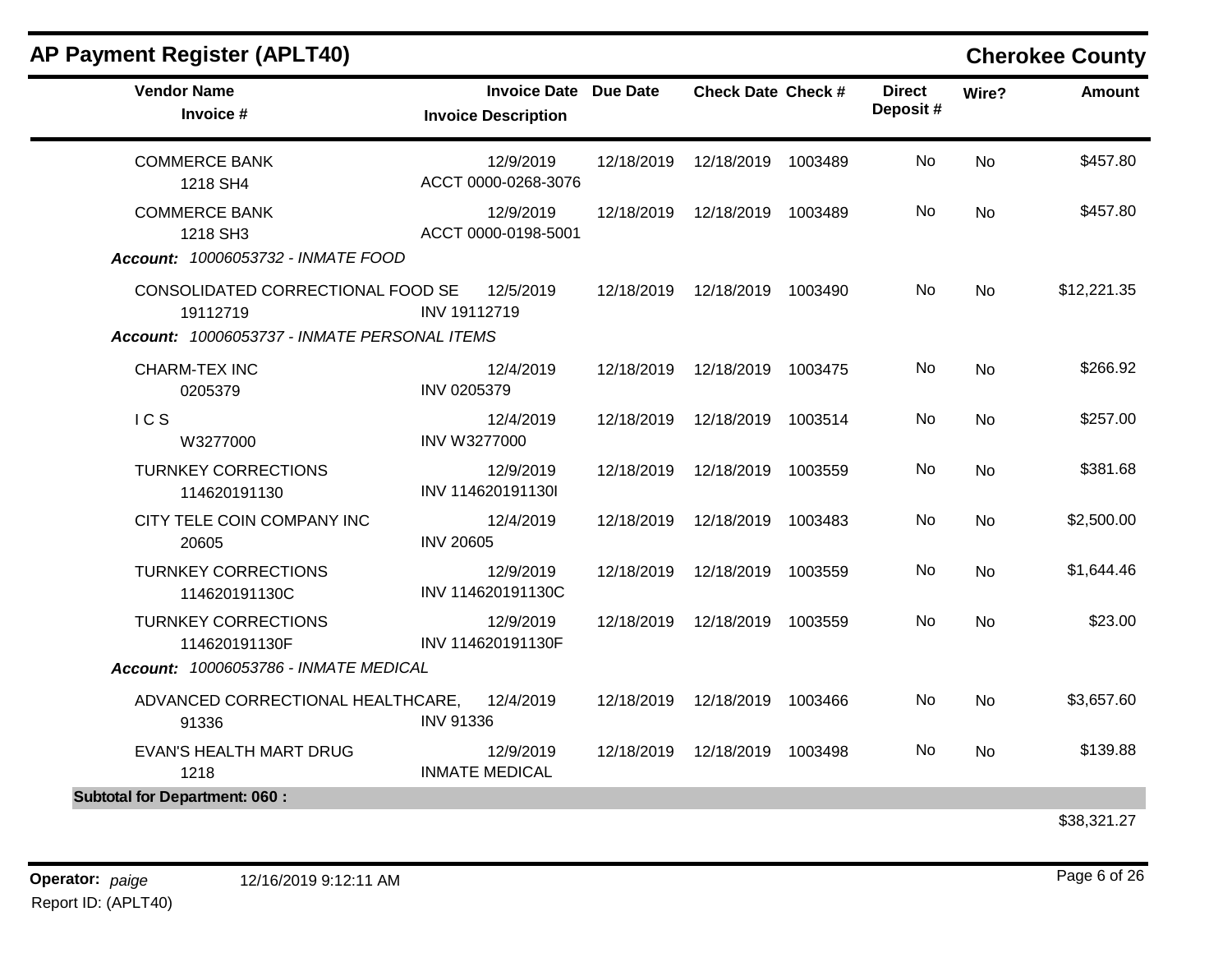## AP Payment Register (APLT40)

**Cherokee County**

| Vendor Name / Invoice # | Invoice Date / Invoice Description | Due Date | Check Date | Check # | Direct Deposit # | Wire? | Amount |
|---|---|---|---|---|---|---|---|
| COMMERCE BANK<br>1218 SH4 | 12/9/2019<br>ACCT 0000-0268-3076 | 12/18/2019 | 12/18/2019 | 1003489 | No | No | $457.80 |
| COMMERCE BANK<br>1218 SH3 | 12/9/2019<br>ACCT 0000-0198-5001 | 12/18/2019 | 12/18/2019 | 1003489 | No | No | $457.80 |
| ***Account:** 10006053732 - INMATE FOOD* | | | | | | | |
| CONSOLIDATED CORRECTIONAL FOOD SE<br>19112719 | 12/5/2019<br>INV 19112719 | 12/18/2019 | 12/18/2019 | 1003490 | No | No | $12,221.35 |
| ***Account:** 10006053737 - INMATE PERSONAL ITEMS* | | | | | | | |
| CHARM-TEX INC<br>0205379 | 12/4/2019<br>INV 0205379 | 12/18/2019 | 12/18/2019 | 1003475 | No | No | $266.92 |
| I C S<br>W3277000 | 12/4/2019<br>INV W3277000 | 12/18/2019 | 12/18/2019 | 1003514 | No | No | $257.00 |
| TURNKEY CORRECTIONS<br>114620191130 | 12/9/2019<br>INV 114620191130I | 12/18/2019 | 12/18/2019 | 1003559 | No | No | $381.68 |
| CITY TELE COIN COMPANY INC<br>20605 | 12/4/2019<br>INV 20605 | 12/18/2019 | 12/18/2019 | 1003483 | No | No | $2,500.00 |
| TURNKEY CORRECTIONS<br>114620191130C | 12/9/2019<br>INV 114620191130C | 12/18/2019 | 12/18/2019 | 1003559 | No | No | $1,644.46 |
| TURNKEY CORRECTIONS<br>114620191130F | 12/9/2019<br>INV 114620191130F | 12/18/2019 | 12/18/2019 | 1003559 | No | No | $23.00 |
| ***Account:** 10006053786 - INMATE MEDICAL* | | | | | | | |
| ADVANCED CORRECTIONAL HEALTHCARE,<br>91336 | 12/4/2019<br>INV 91336 | 12/18/2019 | 12/18/2019 | 1003466 | No | No | $3,657.60 |
| EVAN'S HEALTH MART DRUG<br>1218 | 12/9/2019<br>INMATE MEDICAL | 12/18/2019 | 12/18/2019 | 1003498 | No | No | $139.88 |
| **Subtotal for Department: 060 :** | | | | | | | $38,321.27 |

**Operator:** *paige* 12/16/2019 9:12:11 AM
Report ID: (APLT40)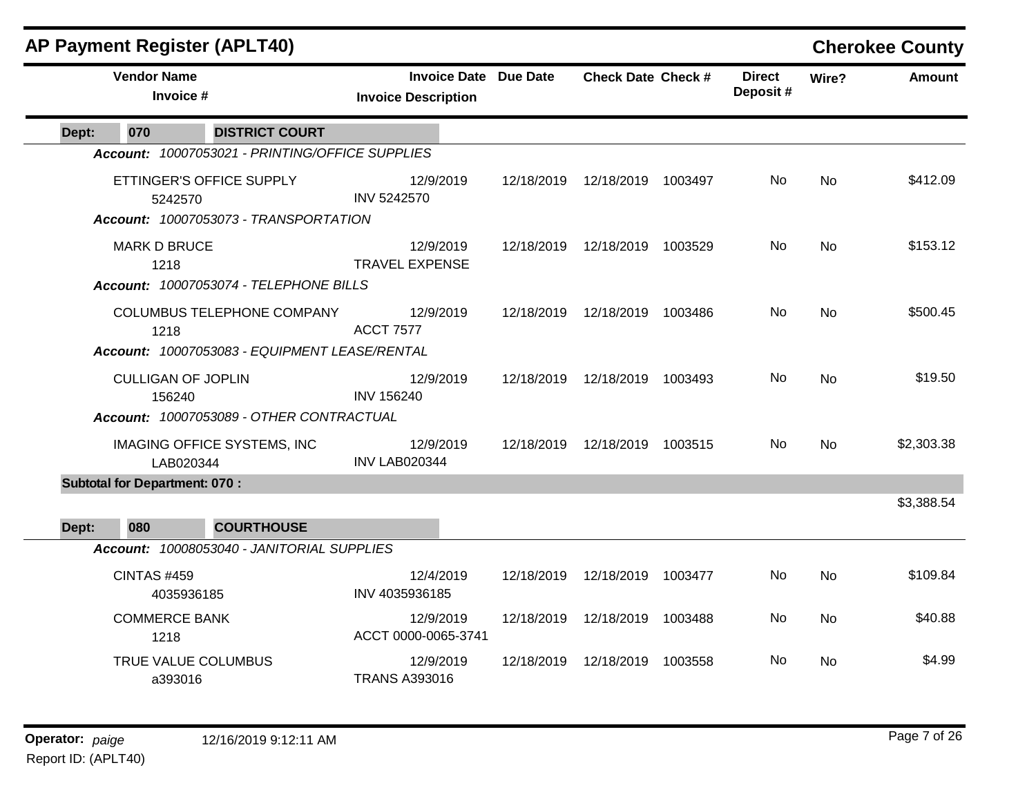## AP Payment Register (APLT40)

**Cherokee County**

| Vendor Name / Invoice # | Invoice Date / Invoice Description | Due Date | Check Date | Check # | Direct Deposit # | Wire? | Amount |
|---|---|---|---|---|---|---|---|
| **Dept: 070 DISTRICT COURT** | | | | | | | |
| ***Account: 10007053021 - PRINTING/OFFICE SUPPLIES*** | | | | | | | |
| ETTINGER'S OFFICE SUPPLY 5242570 | 12/9/2019 INV 5242570 | 12/18/2019 | 12/18/2019 | 1003497 | No | No | $412.09 |
| ***Account: 10007053073 - TRANSPORTATION*** | | | | | | | |
| MARK D BRUCE 1218 | 12/9/2019 TRAVEL EXPENSE | 12/18/2019 | 12/18/2019 | 1003529 | No | No | $153.12 |
| ***Account: 10007053074 - TELEPHONE BILLS*** | | | | | | | |
| COLUMBUS TELEPHONE COMPANY 1218 | 12/9/2019 ACCT 7577 | 12/18/2019 | 12/18/2019 | 1003486 | No | No | $500.45 |
| ***Account: 10007053083 - EQUIPMENT LEASE/RENTAL*** | | | | | | | |
| CULLIGAN OF JOPLIN 156240 | 12/9/2019 INV 156240 | 12/18/2019 | 12/18/2019 | 1003493 | No | No | $19.50 |
| ***Account: 10007053089 - OTHER CONTRACTUAL*** | | | | | | | |
| IMAGING OFFICE SYSTEMS, INC LAB020344 | 12/9/2019 INV LAB020344 | 12/18/2019 | 12/18/2019 | 1003515 | No | No | $2,303.38 |
| **Subtotal for Department: 070 :** | | | | | | | $3,388.54 |
| **Dept: 080 COURTHOUSE** | | | | | | | |
| ***Account: 10008053040 - JANITORIAL SUPPLIES*** | | | | | | | |
| CINTAS #459 4035936185 | 12/4/2019 INV 4035936185 | 12/18/2019 | 12/18/2019 | 1003477 | No | No | $109.84 |
| COMMERCE BANK 1218 | 12/9/2019 ACCT 0000-0065-3741 | 12/18/2019 | 12/18/2019 | 1003488 | No | No | $40.88 |
| TRUE VALUE COLUMBUS a393016 | 12/9/2019 TRANS A393016 | 12/18/2019 | 12/18/2019 | 1003558 | No | No | $4.99 |

**Operator:** *paige* 12/16/2019 9:12:11 AM

Report ID: (APLT40)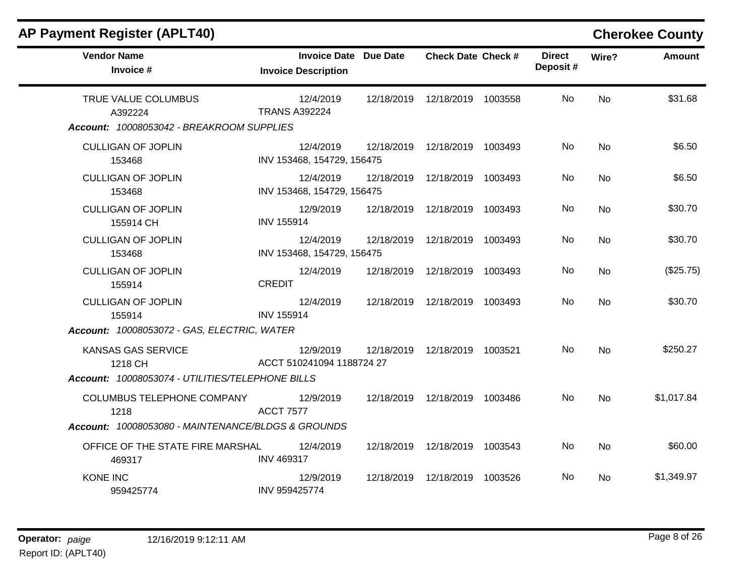# AP Payment Register (APLT40)

## Cherokee County

| Vendor Name / Invoice # | Invoice Date / Invoice Description | Due Date | Check Date | Check # | Direct Deposit # | Wire? | Amount |
|---|---|---|---|---|---|---|---|
| TRUE VALUE COLUMBUS<br>A392224 | 12/4/2019<br>TRANS A392224 | 12/18/2019 | 12/18/2019 | 1003558 | No | No | $31.68 |
| ***Account:*** ***10008053042 - BREAKROOM SUPPLIES*** | | | | | | | |
| CULLIGAN OF JOPLIN<br>153468 | 12/4/2019<br>INV 153468, 154729, 156475 | 12/18/2019 | 12/18/2019 | 1003493 | No | No | $6.50 |
| CULLIGAN OF JOPLIN<br>153468 | 12/4/2019<br>INV 153468, 154729, 156475 | 12/18/2019 | 12/18/2019 | 1003493 | No | No | $6.50 |
| CULLIGAN OF JOPLIN<br>155914 CH | 12/9/2019<br>INV 155914 | 12/18/2019 | 12/18/2019 | 1003493 | No | No | $30.70 |
| CULLIGAN OF JOPLIN<br>153468 | 12/4/2019<br>INV 153468, 154729, 156475 | 12/18/2019 | 12/18/2019 | 1003493 | No | No | $30.70 |
| CULLIGAN OF JOPLIN<br>155914 | 12/4/2019<br>CREDIT | 12/18/2019 | 12/18/2019 | 1003493 | No | No | ($25.75) |
| CULLIGAN OF JOPLIN<br>155914 | 12/4/2019<br>INV 155914 | 12/18/2019 | 12/18/2019 | 1003493 | No | No | $30.70 |
| ***Account:*** ***10008053072 - GAS, ELECTRIC, WATER*** | | | | | | | |
| KANSAS GAS SERVICE<br>1218 CH | 12/9/2019<br>ACCT 510241094 1188724 27 | 12/18/2019 | 12/18/2019 | 1003521 | No | No | $250.27 |
| ***Account:*** ***10008053074 - UTILITIES/TELEPHONE BILLS*** | | | | | | | |
| COLUMBUS TELEPHONE COMPANY<br>1218 | 12/9/2019<br>ACCT 7577 | 12/18/2019 | 12/18/2019 | 1003486 | No | No | $1,017.84 |
| ***Account:*** ***10008053080 - MAINTENANCE/BLDGS & GROUNDS*** | | | | | | | |
| OFFICE OF THE STATE FIRE MARSHAL<br>469317 | 12/4/2019<br>INV 469317 | 12/18/2019 | 12/18/2019 | 1003543 | No | No | $60.00 |
| KONE INC<br>959425774 | 12/9/2019<br>INV 959425774 | 12/18/2019 | 12/18/2019 | 1003526 | No | No | $1,349.97 |

**Operator:** *paige* 12/16/2019 9:12:11 AM
Report ID: (APLT40)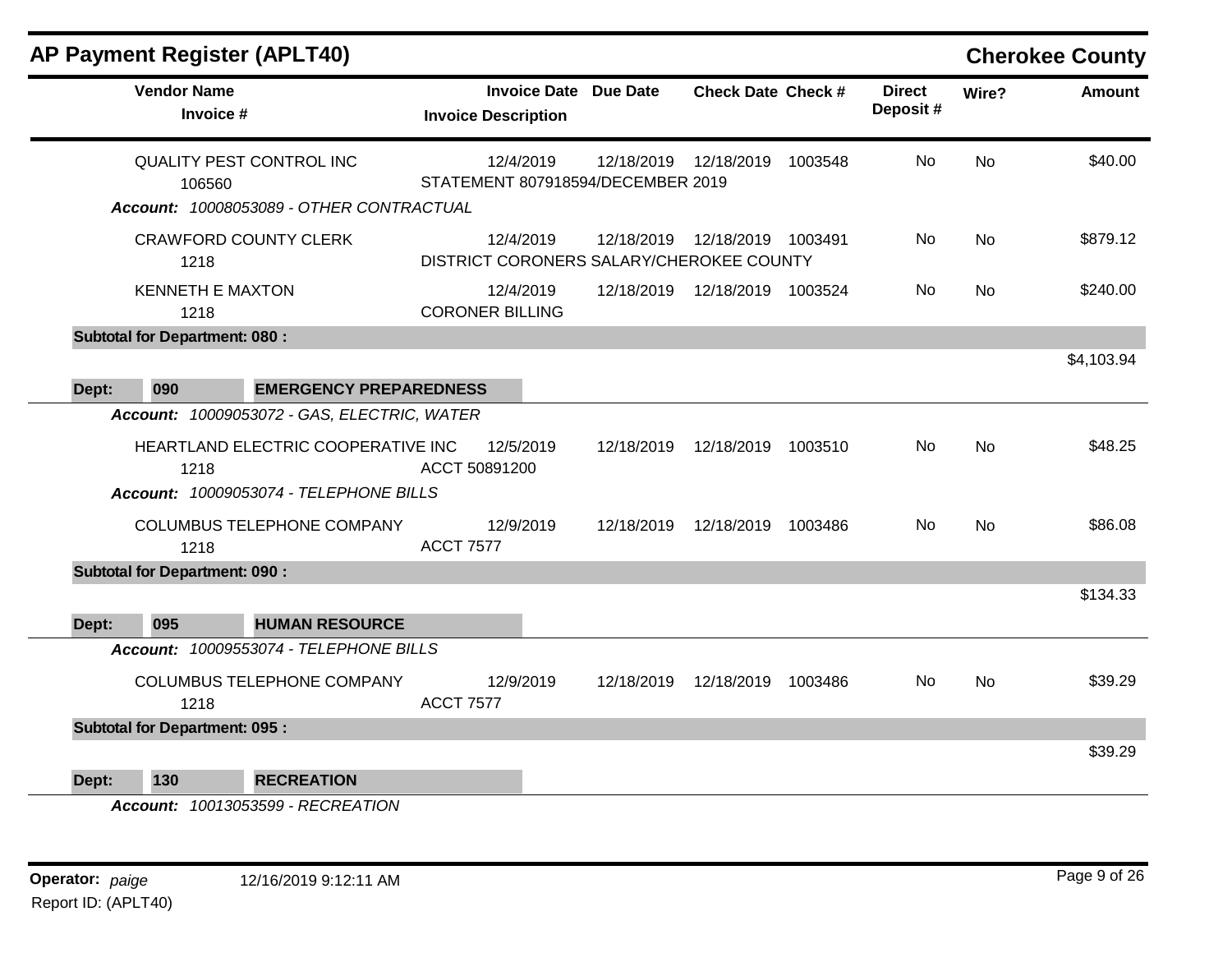# AP Payment Register (APLT40)

**Cherokee County**

| Vendor Name / Invoice # | Invoice Date / Invoice Description | Due Date | Check Date | Check # | Direct Deposit # | Wire? | Amount |
|---|---|---|---|---|---|---|---|
| QUALITY PEST CONTROL INC<br>106560 | 12/4/2019<br>STATEMENT 807918594/DECEMBER 2019 | 12/18/2019 | 12/18/2019 | 1003548 | No | No | $40.00 |
| ***Account:*** *10008053089 - OTHER CONTRACTUAL* | | | | | | | |
| CRAWFORD COUNTY CLERK<br>1218 | 12/4/2019<br>DISTRICT CORONERS SALARY/CHEROKEE COUNTY | 12/18/2019 | 12/18/2019 | 1003491 | No | No | $879.12 |
| KENNETH E MAXTON<br>1218 | 12/4/2019<br>CORONER BILLING | 12/18/2019 | 12/18/2019 | 1003524 | No | No | $240.00 |
| **Subtotal for Department: 080 :** | | | | | | | $4,103.94 |

**Dept: 090 EMERGENCY PREPAREDNESS**

| Vendor Name / Invoice # | Invoice Date / Invoice Description | Due Date | Check Date | Check # | Direct Deposit # | Wire? | Amount |
|---|---|---|---|---|---|---|---|
| ***Account:*** *10009053072 - GAS, ELECTRIC, WATER* | | | | | | | |
| HEARTLAND ELECTRIC COOPERATIVE INC<br>1218 | 12/5/2019<br>ACCT 50891200 | 12/18/2019 | 12/18/2019 | 1003510 | No | No | $48.25 |
| ***Account:*** *10009053074 - TELEPHONE BILLS* | | | | | | | |
| COLUMBUS TELEPHONE COMPANY<br>1218 | 12/9/2019<br>ACCT 7577 | 12/18/2019 | 12/18/2019 | 1003486 | No | No | $86.08 |
| **Subtotal for Department: 090 :** | | | | | | | $134.33 |

**Dept: 095 HUMAN RESOURCE**

| Vendor Name / Invoice # | Invoice Date / Invoice Description | Due Date | Check Date | Check # | Direct Deposit # | Wire? | Amount |
|---|---|---|---|---|---|---|---|
| ***Account:*** *10009553074 - TELEPHONE BILLS* | | | | | | | |
| COLUMBUS TELEPHONE COMPANY<br>1218 | 12/9/2019<br>ACCT 7577 | 12/18/2019 | 12/18/2019 | 1003486 | No | No | $39.29 |
| **Subtotal for Department: 095 :** | | | | | | | $39.29 |

**Dept: 130 RECREATION**

***Account:*** *10013053599 - RECREATION*

**Operator:** *paige* 12/16/2019 9:12:11 AM

Report ID: (APLT40)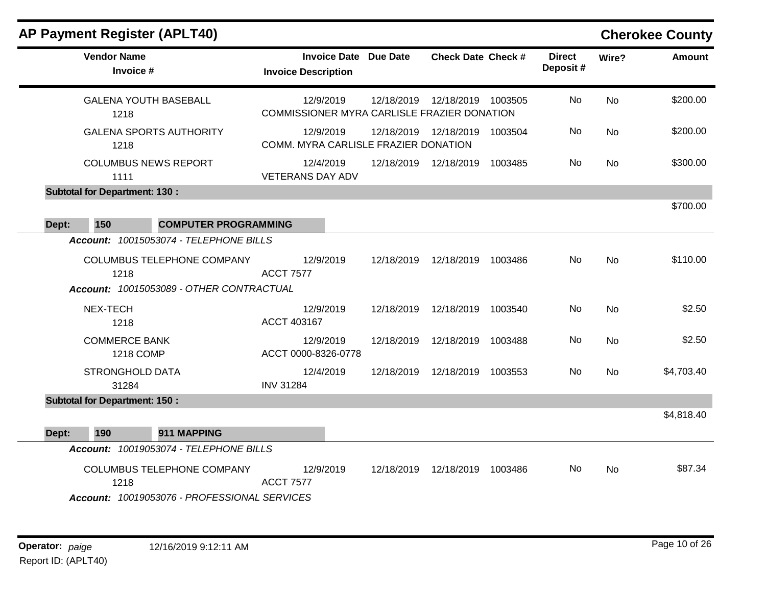## AP Payment Register (APLT40)

**Cherokee County**

| Vendor Name / Invoice # | Invoice Date / Invoice Description | Due Date | Check Date | Check # | Direct Deposit # | Wire? | Amount |
|---|---|---|---|---|---|---|---|
| GALENA YOUTH BASEBALL<br>1218 | 12/9/2019<br>COMMISSIONER MYRA CARLISLE FRAZIER DONATION | 12/18/2019 | 12/18/2019 | 1003505 | No | No | $200.00 |
| GALENA SPORTS AUTHORITY<br>1218 | 12/9/2019<br>COMM. MYRA CARLISLE FRAZIER DONATION | 12/18/2019 | 12/18/2019 | 1003504 | No | No | $200.00 |
| COLUMBUS NEWS REPORT<br>1111 | 12/4/2019<br>VETERANS DAY ADV | 12/18/2019 | 12/18/2019 | 1003485 | No | No | $300.00 |
| **Subtotal for Department: 130 :** | | | | | | | $700.00 |

**Dept: 150 COMPUTER PROGRAMMING**

***Account:*** *10015053074 - TELEPHONE BILLS*

| Vendor Name / Invoice # | Invoice Date / Invoice Description | Due Date | Check Date | Check # | Direct Deposit # | Wire? | Amount |
|---|---|---|---|---|---|---|---|
| COLUMBUS TELEPHONE COMPANY<br>1218 | 12/9/2019<br>ACCT 7577 | 12/18/2019 | 12/18/2019 | 1003486 | No | No | $110.00 |

***Account:*** *10015053089 - OTHER CONTRACTUAL*

| Vendor Name / Invoice # | Invoice Date / Invoice Description | Due Date | Check Date | Check # | Direct Deposit # | Wire? | Amount |
|---|---|---|---|---|---|---|---|
| NEX-TECH<br>1218 | 12/9/2019<br>ACCT 403167 | 12/18/2019 | 12/18/2019 | 1003540 | No | No | $2.50 |
| COMMERCE BANK<br>1218 COMP | 12/9/2019<br>ACCT 0000-8326-0778 | 12/18/2019 | 12/18/2019 | 1003488 | No | No | $2.50 |
| STRONGHOLD DATA<br>31284 | 12/4/2019<br>INV 31284 | 12/18/2019 | 12/18/2019 | 1003553 | No | No | $4,703.40 |
| **Subtotal for Department: 150 :** | | | | | | | $4,818.40 |

**Dept: 190 911 MAPPING**

***Account:*** *10019053074 - TELEPHONE BILLS*

| Vendor Name / Invoice # | Invoice Date / Invoice Description | Due Date | Check Date | Check # | Direct Deposit # | Wire? | Amount |
|---|---|---|---|---|---|---|---|
| COLUMBUS TELEPHONE COMPANY<br>1218 | 12/9/2019<br>ACCT 7577 | 12/18/2019 | 12/18/2019 | 1003486 | No | No | $87.34 |

***Account:*** *10019053076 - PROFESSIONAL SERVICES*

**Operator:** *paige* 12/16/2019 9:12:11 AM

Report ID: (APLT40)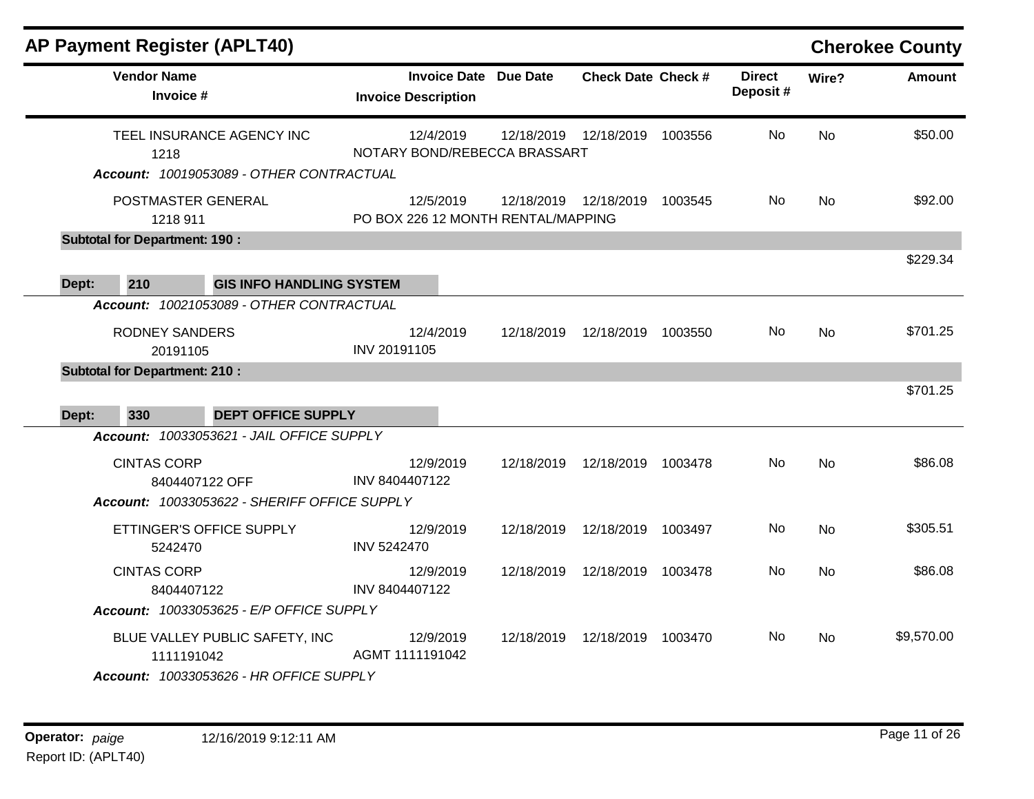## AP Payment Register (APLT40)

**Cherokee County**

| Vendor Name / Invoice # | Invoice Date / Invoice Description | Due Date | Check Date | Check # | Direct Deposit # | Wire? | Amount |
|---|---|---|---|---|---|---|---|
| TEEL INSURANCE AGENCY INC | 12/4/2019 | 12/18/2019 | 12/18/2019 | 1003556 | No | No | $50.00 |
| 1218 | NOTARY BOND/REBECCA BRASSART | | | | | | |
| ***Account:*** *10019053089 - OTHER CONTRACTUAL* | | | | | | | |
| POSTMASTER GENERAL | 12/5/2019 | 12/18/2019 | 12/18/2019 | 1003545 | No | No | $92.00 |
| 1218 911 | PO BOX 226 12 MONTH RENTAL/MAPPING | | | | | | |
| **Subtotal for Department: 190 :** | | | | | | | $229.34 |
| **Dept: 210 GIS INFO HANDLING SYSTEM** | | | | | | | |
| ***Account:*** *10021053089 - OTHER CONTRACTUAL* | | | | | | | |
| RODNEY SANDERS | 12/4/2019 | 12/18/2019 | 12/18/2019 | 1003550 | No | No | $701.25 |
| 20191105 | INV 20191105 | | | | | | |
| **Subtotal for Department: 210 :** | | | | | | | $701.25 |
| **Dept: 330 DEPT OFFICE SUPPLY** | | | | | | | |
| ***Account:*** *10033053621 - JAIL OFFICE SUPPLY* | | | | | | | |
| CINTAS CORP | 12/9/2019 | 12/18/2019 | 12/18/2019 | 1003478 | No | No | $86.08 |
| 8404407122 OFF | INV 8404407122 | | | | | | |
| ***Account:*** *10033053622 - SHERIFF OFFICE SUPPLY* | | | | | | | |
| ETTINGER'S OFFICE SUPPLY | 12/9/2019 | 12/18/2019 | 12/18/2019 | 1003497 | No | No | $305.51 |
| 5242470 | INV 5242470 | | | | | | |
| CINTAS CORP | 12/9/2019 | 12/18/2019 | 12/18/2019 | 1003478 | No | No | $86.08 |
| 8404407122 | INV 8404407122 | | | | | | |
| ***Account:*** *10033053625 - E/P OFFICE SUPPLY* | | | | | | | |
| BLUE VALLEY PUBLIC SAFETY, INC | 12/9/2019 | 12/18/2019 | 12/18/2019 | 1003470 | No | No | $9,570.00 |
| 1111191042 | AGMT 1111191042 | | | | | | |
| ***Account:*** *10033053626 - HR OFFICE SUPPLY* | | | | | | | |

**Operator:** *paige* 12/16/2019 9:12:11 AM

Report ID: (APLT40)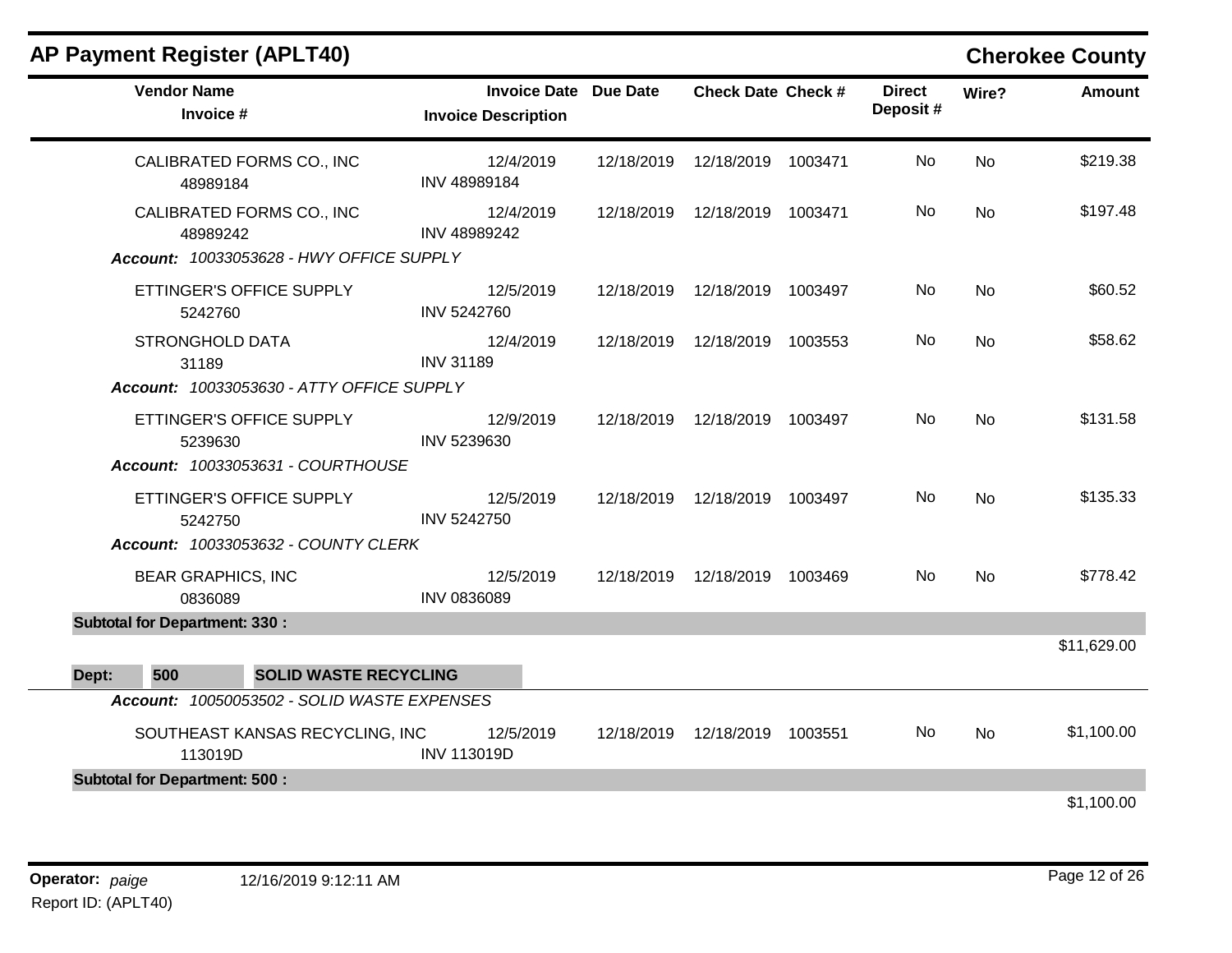## AP Payment Register (APLT40)

**Cherokee County**

| Vendor Name / Invoice # | Invoice Date / Invoice Description | Due Date | Check Date | Check # | Direct Deposit # | Wire? | Amount |
|---|---|---|---|---|---|---|---|
| CALIBRATED FORMS CO., INC<br>48989184 | 12/4/2019<br>INV 48989184 | 12/18/2019 | 12/18/2019 | 1003471 | No | No | $219.38 |
| CALIBRATED FORMS CO., INC<br>48989242 | 12/4/2019<br>INV 48989242 | 12/18/2019 | 12/18/2019 | 1003471 | No | No | $197.48 |
| ***Account:** 10033053628 - HWY OFFICE SUPPLY* | | | | | | | |
| ETTINGER'S OFFICE SUPPLY<br>5242760 | 12/5/2019<br>INV 5242760 | 12/18/2019 | 12/18/2019 | 1003497 | No | No | $60.52 |
| STRONGHOLD DATA<br>31189 | 12/4/2019<br>INV 31189 | 12/18/2019 | 12/18/2019 | 1003553 | No | No | $58.62 |
| ***Account:** 10033053630 - ATTY OFFICE SUPPLY* | | | | | | | |
| ETTINGER'S OFFICE SUPPLY<br>5239630 | 12/9/2019<br>INV 5239630 | 12/18/2019 | 12/18/2019 | 1003497 | No | No | $131.58 |
| ***Account:** 10033053631 - COURTHOUSE* | | | | | | | |
| ETTINGER'S OFFICE SUPPLY<br>5242750 | 12/5/2019<br>INV 5242750 | 12/18/2019 | 12/18/2019 | 1003497 | No | No | $135.33 |
| ***Account:** 10033053632 - COUNTY CLERK* | | | | | | | |
| BEAR GRAPHICS, INC<br>0836089 | 12/5/2019<br>INV 0836089 | 12/18/2019 | 12/18/2019 | 1003469 | No | No | $778.42 |
| **Subtotal for Department: 330 :** | | | | | | | $11,629.00 |
| **Dept: 500 SOLID WASTE RECYCLING** | | | | | | | |
| ***Account:** 10050053502 - SOLID WASTE EXPENSES* | | | | | | | |
| SOUTHEAST KANSAS RECYCLING, INC<br>113019D | 12/5/2019<br>INV 113019D | 12/18/2019 | 12/18/2019 | 1003551 | No | No | $1,100.00 |
| **Subtotal for Department: 500 :** | | | | | | | $1,100.00 |

**Operator:** *paige* 12/16/2019 9:12:11 AM

Report ID: (APLT40)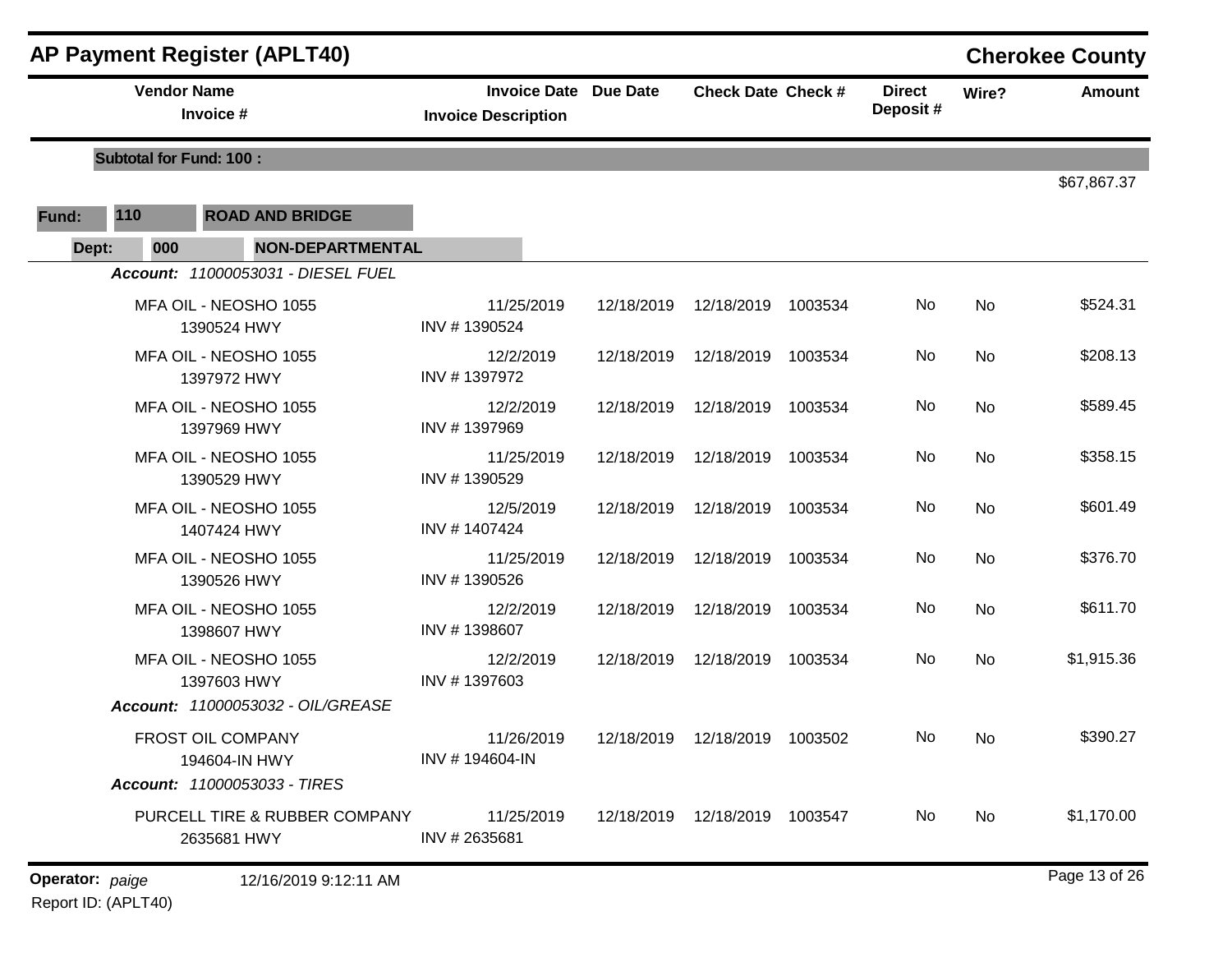## AP Payment Register (APLT40)

**Cherokee County**

| Vendor Name / Invoice # | Invoice Date / Invoice Description | Due Date | Check Date | Check # | Direct Deposit # | Wire? | Amount |
|---|---|---|---|---|---|---|---|
| **Subtotal for Fund: 100 :** | | | | | | | $67,867.37 |

**Fund:** 110 **ROAD AND BRIDGE**

**Dept:** 000 **NON-DEPARTMENTAL**

***Account:*** *11000053031 - DIESEL FUEL*

| Vendor Name / Invoice # | Invoice Date / Invoice Description | Due Date | Check Date | Check # | Direct Deposit # | Wire? | Amount |
|---|---|---|---|---|---|---|---|
| MFA OIL - NEOSHO 1055 / 1390524 HWY | 11/25/2019 / INV # 1390524 | 12/18/2019 | 12/18/2019 | 1003534 | No | No | $524.31 |
| MFA OIL - NEOSHO 1055 / 1397972 HWY | 12/2/2019 / INV # 1397972 | 12/18/2019 | 12/18/2019 | 1003534 | No | No | $208.13 |
| MFA OIL - NEOSHO 1055 / 1397969 HWY | 12/2/2019 / INV # 1397969 | 12/18/2019 | 12/18/2019 | 1003534 | No | No | $589.45 |
| MFA OIL - NEOSHO 1055 / 1390529 HWY | 11/25/2019 / INV # 1390529 | 12/18/2019 | 12/18/2019 | 1003534 | No | No | $358.15 |
| MFA OIL - NEOSHO 1055 / 1407424 HWY | 12/5/2019 / INV # 1407424 | 12/18/2019 | 12/18/2019 | 1003534 | No | No | $601.49 |
| MFA OIL - NEOSHO 1055 / 1390526 HWY | 11/25/2019 / INV # 1390526 | 12/18/2019 | 12/18/2019 | 1003534 | No | No | $376.70 |
| MFA OIL - NEOSHO 1055 / 1398607 HWY | 12/2/2019 / INV # 1398607 | 12/18/2019 | 12/18/2019 | 1003534 | No | No | $611.70 |
| MFA OIL - NEOSHO 1055 / 1397603 HWY | 12/2/2019 / INV # 1397603 | 12/18/2019 | 12/18/2019 | 1003534 | No | No | $1,915.36 |

***Account:*** *11000053032 - OIL/GREASE*

| Vendor Name / Invoice # | Invoice Date / Invoice Description | Due Date | Check Date | Check # | Direct Deposit # | Wire? | Amount |
|---|---|---|---|---|---|---|---|
| FROST OIL COMPANY / 194604-IN HWY | 11/26/2019 / INV # 194604-IN | 12/18/2019 | 12/18/2019 | 1003502 | No | No | $390.27 |

***Account:*** *11000053033 - TIRES*

| Vendor Name / Invoice # | Invoice Date / Invoice Description | Due Date | Check Date | Check # | Direct Deposit # | Wire? | Amount |
|---|---|---|---|---|---|---|---|
| PURCELL TIRE & RUBBER COMPANY / 2635681 HWY | 11/25/2019 / INV # 2635681 | 12/18/2019 | 12/18/2019 | 1003547 | No | No | $1,170.00 |

**Operator:** *paige* 12/16/2019 9:12:11 AM

Report ID: (APLT40)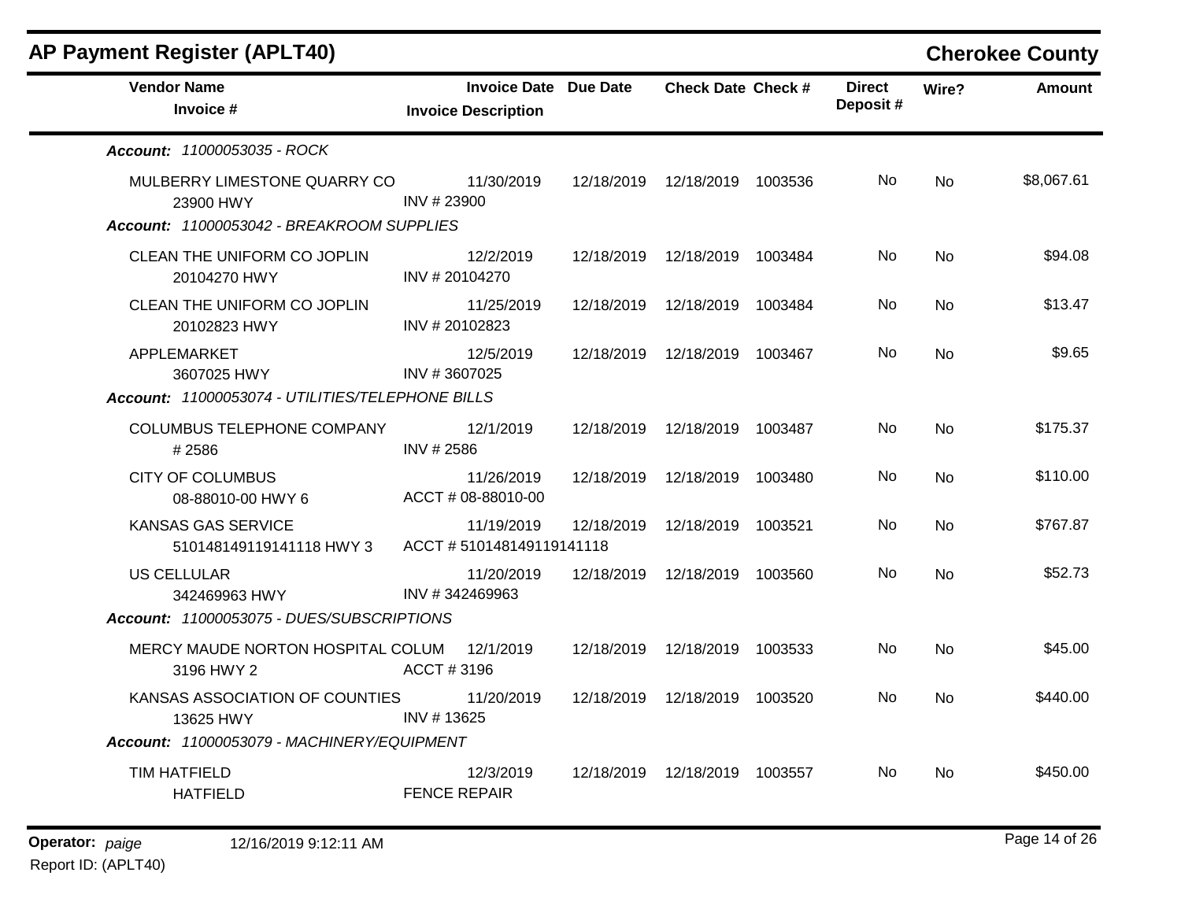## AP Payment Register (APLT40)

**Cherokee County**

| Vendor Name / Invoice # | Invoice Date / Invoice Description | Due Date | Check Date | Check # | Direct Deposit # | Wire? | Amount |
|---|---|---|---|---|---|---|---|
| ***Account: 11000053035 - ROCK*** | | | | | | | |
| MULBERRY LIMESTONE QUARRY CO<br>23900 HWY | 11/30/2019<br>INV # 23900 | 12/18/2019 | 12/18/2019 | 1003536 | No | No | $8,067.61 |
| ***Account: 11000053042 - BREAKROOM SUPPLIES*** | | | | | | | |
| CLEAN THE UNIFORM CO JOPLIN<br>20104270 HWY | 12/2/2019<br>INV # 20104270 | 12/18/2019 | 12/18/2019 | 1003484 | No | No | $94.08 |
| CLEAN THE UNIFORM CO JOPLIN<br>20102823 HWY | 11/25/2019<br>INV # 20102823 | 12/18/2019 | 12/18/2019 | 1003484 | No | No | $13.47 |
| APPLEMARKET<br>3607025 HWY | 12/5/2019<br>INV # 3607025 | 12/18/2019 | 12/18/2019 | 1003467 | No | No | $9.65 |
| ***Account: 11000053074 - UTILITIES/TELEPHONE BILLS*** | | | | | | | |
| COLUMBUS TELEPHONE COMPANY<br># 2586 | 12/1/2019<br>INV # 2586 | 12/18/2019 | 12/18/2019 | 1003487 | No | No | $175.37 |
| CITY OF COLUMBUS<br>08-88010-00 HWY 6 | 11/26/2019<br>ACCT # 08-88010-00 | 12/18/2019 | 12/18/2019 | 1003480 | No | No | $110.00 |
| KANSAS GAS SERVICE<br>510148149119141118 HWY 3 | 11/19/2019<br>ACCT # 510148149119141118 | 12/18/2019 | 12/18/2019 | 1003521 | No | No | $767.87 |
| US CELLULAR<br>342469963 HWY | 11/20/2019<br>INV # 342469963 | 12/18/2019 | 12/18/2019 | 1003560 | No | No | $52.73 |
| ***Account: 11000053075 - DUES/SUBSCRIPTIONS*** | | | | | | | |
| MERCY MAUDE NORTON HOSPITAL COLUM<br>3196 HWY 2 | 12/1/2019<br>ACCT # 3196 | 12/18/2019 | 12/18/2019 | 1003533 | No | No | $45.00 |
| KANSAS ASSOCIATION OF COUNTIES<br>13625 HWY | 11/20/2019<br>INV # 13625 | 12/18/2019 | 12/18/2019 | 1003520 | No | No | $440.00 |
| ***Account: 11000053079 - MACHINERY/EQUIPMENT*** | | | | | | | |
| TIM HATFIELD<br>HATFIELD | 12/3/2019<br>FENCE REPAIR | 12/18/2019 | 12/18/2019 | 1003557 | No | No | $450.00 |

**Operator:** *paige* 12/16/2019 9:12:11 AM

Report ID: (APLT40)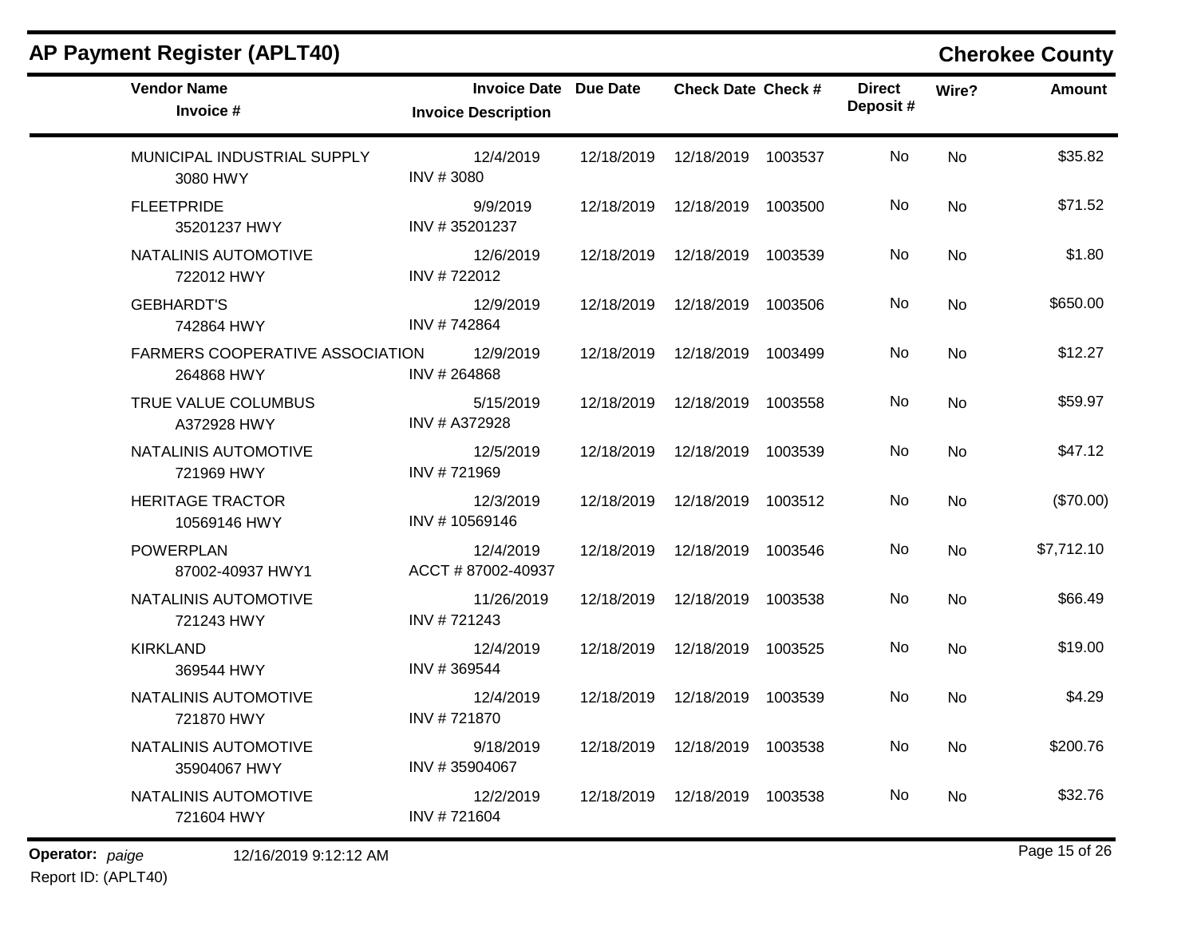# AP Payment Register (APLT40)

## Cherokee County

| Vendor Name<br>Invoice # | Invoice Date<br>Invoice Description | Due Date | Check Date | Check # | Direct Deposit # | Wire? | Amount |
|---|---|---|---|---|---|---|---|
| MUNICIPAL INDUSTRIAL SUPPLY<br>3080 HWY | 12/4/2019<br>INV # 3080 | 12/18/2019 | 12/18/2019 | 1003537 | No | No | $35.82 |
| FLEETPRIDE<br>35201237 HWY | 9/9/2019<br>INV # 35201237 | 12/18/2019 | 12/18/2019 | 1003500 | No | No | $71.52 |
| NATALINIS AUTOMOTIVE<br>722012 HWY | 12/6/2019<br>INV # 722012 | 12/18/2019 | 12/18/2019 | 1003539 | No | No | $1.80 |
| GEBHARDT'S<br>742864 HWY | 12/9/2019<br>INV # 742864 | 12/18/2019 | 12/18/2019 | 1003506 | No | No | $650.00 |
| FARMERS COOPERATIVE ASSOCIATION<br>264868 HWY | 12/9/2019<br>INV # 264868 | 12/18/2019 | 12/18/2019 | 1003499 | No | No | $12.27 |
| TRUE VALUE COLUMBUS<br>A372928 HWY | 5/15/2019<br>INV # A372928 | 12/18/2019 | 12/18/2019 | 1003558 | No | No | $59.97 |
| NATALINIS AUTOMOTIVE<br>721969 HWY | 12/5/2019<br>INV # 721969 | 12/18/2019 | 12/18/2019 | 1003539 | No | No | $47.12 |
| HERITAGE TRACTOR<br>10569146 HWY | 12/3/2019<br>INV # 10569146 | 12/18/2019 | 12/18/2019 | 1003512 | No | No | ($70.00) |
| POWERPLAN<br>87002-40937 HWY1 | 12/4/2019<br>ACCT # 87002-40937 | 12/18/2019 | 12/18/2019 | 1003546 | No | No | $7,712.10 |
| NATALINIS AUTOMOTIVE<br>721243 HWY | 11/26/2019<br>INV # 721243 | 12/18/2019 | 12/18/2019 | 1003538 | No | No | $66.49 |
| KIRKLAND<br>369544 HWY | 12/4/2019<br>INV # 369544 | 12/18/2019 | 12/18/2019 | 1003525 | No | No | $19.00 |
| NATALINIS AUTOMOTIVE<br>721870 HWY | 12/4/2019<br>INV # 721870 | 12/18/2019 | 12/18/2019 | 1003539 | No | No | $4.29 |
| NATALINIS AUTOMOTIVE<br>35904067 HWY | 9/18/2019<br>INV # 35904067 | 12/18/2019 | 12/18/2019 | 1003538 | No | No | $200.76 |
| NATALINIS AUTOMOTIVE<br>721604 HWY | 12/2/2019<br>INV # 721604 | 12/18/2019 | 12/18/2019 | 1003538 | No | No | $32.76 |

**Operator:** *paige* 12/16/2019 9:12:12 AM

Report ID: (APLT40)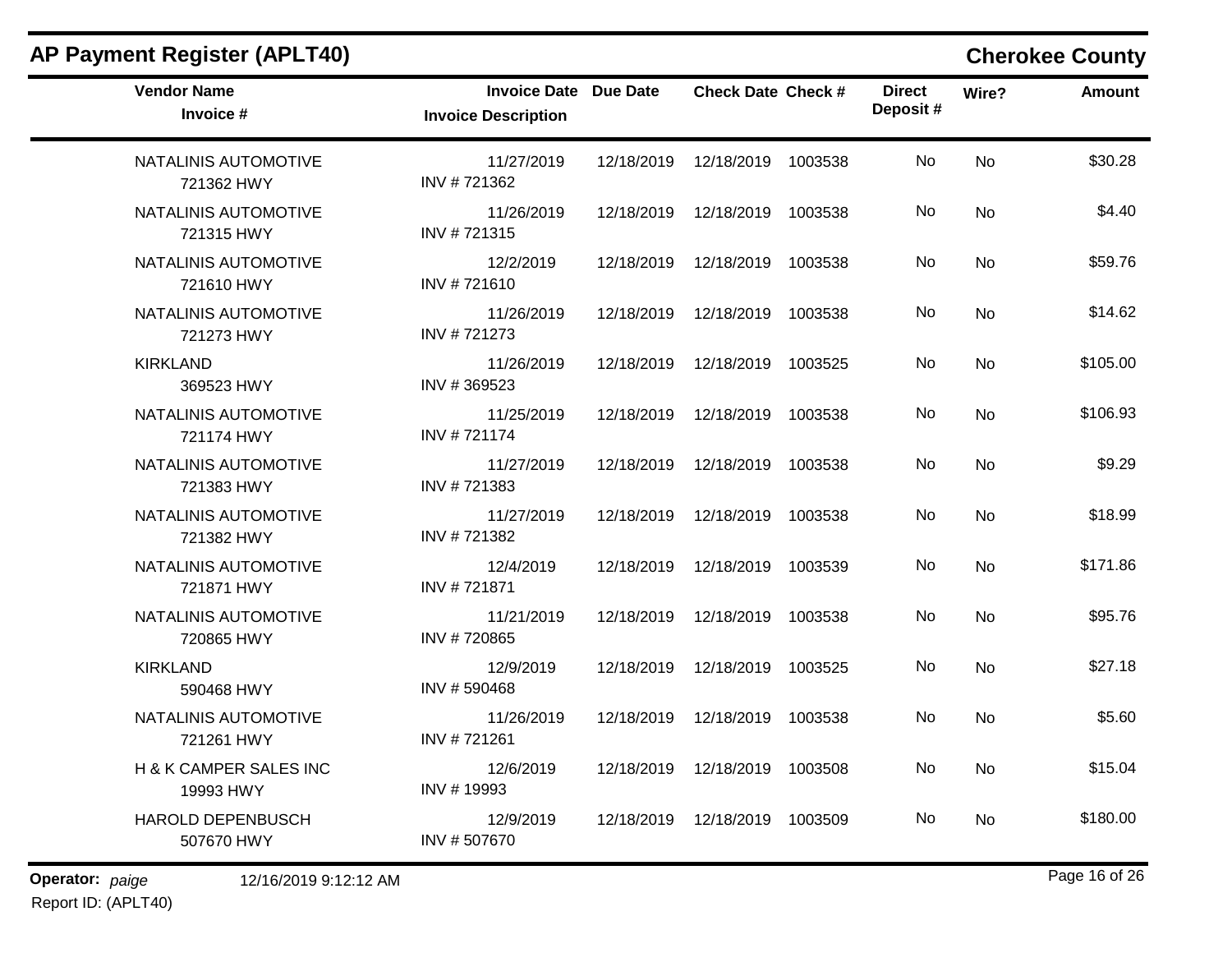## AP Payment Register (APLT40)

**Cherokee County**

| Vendor Name / Invoice # | Invoice Date / Invoice Description | Due Date | Check Date | Check # | Direct Deposit # | Wire? | Amount |
|---|---|---|---|---|---|---|---|
| NATALINIS AUTOMOTIVE<br>721362 HWY | 11/27/2019<br>INV # 721362 | 12/18/2019 | 12/18/2019 | 1003538 | No | No | $30.28 |
| NATALINIS AUTOMOTIVE<br>721315 HWY | 11/26/2019<br>INV # 721315 | 12/18/2019 | 12/18/2019 | 1003538 | No | No | $4.40 |
| NATALINIS AUTOMOTIVE<br>721610 HWY | 12/2/2019<br>INV # 721610 | 12/18/2019 | 12/18/2019 | 1003538 | No | No | $59.76 |
| NATALINIS AUTOMOTIVE<br>721273 HWY | 11/26/2019<br>INV # 721273 | 12/18/2019 | 12/18/2019 | 1003538 | No | No | $14.62 |
| KIRKLAND<br>369523 HWY | 11/26/2019<br>INV # 369523 | 12/18/2019 | 12/18/2019 | 1003525 | No | No | $105.00 |
| NATALINIS AUTOMOTIVE<br>721174 HWY | 11/25/2019<br>INV # 721174 | 12/18/2019 | 12/18/2019 | 1003538 | No | No | $106.93 |
| NATALINIS AUTOMOTIVE<br>721383 HWY | 11/27/2019<br>INV # 721383 | 12/18/2019 | 12/18/2019 | 1003538 | No | No | $9.29 |
| NATALINIS AUTOMOTIVE<br>721382 HWY | 11/27/2019<br>INV # 721382 | 12/18/2019 | 12/18/2019 | 1003538 | No | No | $18.99 |
| NATALINIS AUTOMOTIVE<br>721871 HWY | 12/4/2019<br>INV # 721871 | 12/18/2019 | 12/18/2019 | 1003539 | No | No | $171.86 |
| NATALINIS AUTOMOTIVE<br>720865 HWY | 11/21/2019<br>INV # 720865 | 12/18/2019 | 12/18/2019 | 1003538 | No | No | $95.76 |
| KIRKLAND<br>590468 HWY | 12/9/2019<br>INV # 590468 | 12/18/2019 | 12/18/2019 | 1003525 | No | No | $27.18 |
| NATALINIS AUTOMOTIVE<br>721261 HWY | 11/26/2019<br>INV # 721261 | 12/18/2019 | 12/18/2019 | 1003538 | No | No | $5.60 |
| H & K CAMPER SALES INC<br>19993 HWY | 12/6/2019<br>INV # 19993 | 12/18/2019 | 12/18/2019 | 1003508 | No | No | $15.04 |
| HAROLD DEPENBUSCH<br>507670 HWY | 12/9/2019<br>INV # 507670 | 12/18/2019 | 12/18/2019 | 1003509 | No | No | $180.00 |

**Operator:** *paige* 12/16/2019 9:12:12 AM

Report ID: (APLT40)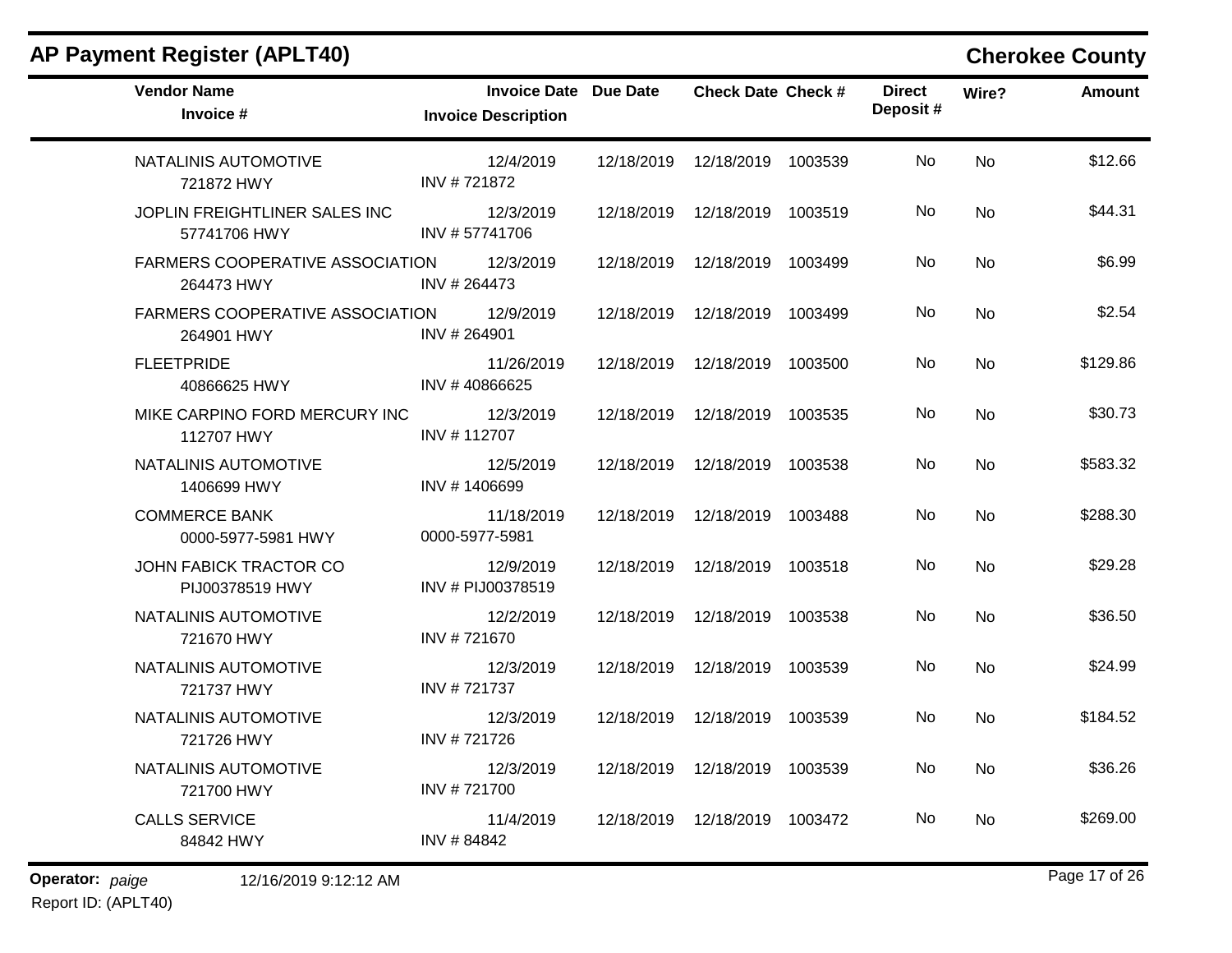# AP Payment Register (APLT40)

## Cherokee County

| Vendor Name / Invoice # | Invoice Date / Invoice Description | Due Date | Check Date | Check # | Direct Deposit # | Wire? | Amount |
|---|---|---|---|---|---|---|---|
| NATALINIS AUTOMOTIVE<br>721872 HWY | 12/4/2019<br>INV # 721872 | 12/18/2019 | 12/18/2019 | 1003539 | No | No | $12.66 |
| JOPLIN FREIGHTLINER SALES INC<br>57741706 HWY | 12/3/2019<br>INV # 57741706 | 12/18/2019 | 12/18/2019 | 1003519 | No | No | $44.31 |
| FARMERS COOPERATIVE ASSOCIATION<br>264473 HWY | 12/3/2019<br>INV # 264473 | 12/18/2019 | 12/18/2019 | 1003499 | No | No | $6.99 |
| FARMERS COOPERATIVE ASSOCIATION<br>264901 HWY | 12/9/2019<br>INV # 264901 | 12/18/2019 | 12/18/2019 | 1003499 | No | No | $2.54 |
| FLEETPRIDE<br>40866625 HWY | 11/26/2019<br>INV # 40866625 | 12/18/2019 | 12/18/2019 | 1003500 | No | No | $129.86 |
| MIKE CARPINO FORD MERCURY INC<br>112707 HWY | 12/3/2019<br>INV # 112707 | 12/18/2019 | 12/18/2019 | 1003535 | No | No | $30.73 |
| NATALINIS AUTOMOTIVE<br>1406699 HWY | 12/5/2019<br>INV # 1406699 | 12/18/2019 | 12/18/2019 | 1003538 | No | No | $583.32 |
| COMMERCE BANK<br>0000-5977-5981 HWY | 11/18/2019<br>0000-5977-5981 | 12/18/2019 | 12/18/2019 | 1003488 | No | No | $288.30 |
| JOHN FABICK TRACTOR CO<br>PIJ00378519 HWY | 12/9/2019<br>INV # PIJ00378519 | 12/18/2019 | 12/18/2019 | 1003518 | No | No | $29.28 |
| NATALINIS AUTOMOTIVE<br>721670 HWY | 12/2/2019<br>INV # 721670 | 12/18/2019 | 12/18/2019 | 1003538 | No | No | $36.50 |
| NATALINIS AUTOMOTIVE<br>721737 HWY | 12/3/2019<br>INV # 721737 | 12/18/2019 | 12/18/2019 | 1003539 | No | No | $24.99 |
| NATALINIS AUTOMOTIVE<br>721726 HWY | 12/3/2019<br>INV # 721726 | 12/18/2019 | 12/18/2019 | 1003539 | No | No | $184.52 |
| NATALINIS AUTOMOTIVE<br>721700 HWY | 12/3/2019<br>INV # 721700 | 12/18/2019 | 12/18/2019 | 1003539 | No | No | $36.26 |
| CALLS SERVICE<br>84842 HWY | 11/4/2019<br>INV # 84842 | 12/18/2019 | 12/18/2019 | 1003472 | No | No | $269.00 |

**Operator:** *paige* 12/16/2019 9:12:12 AM

Report ID: (APLT40)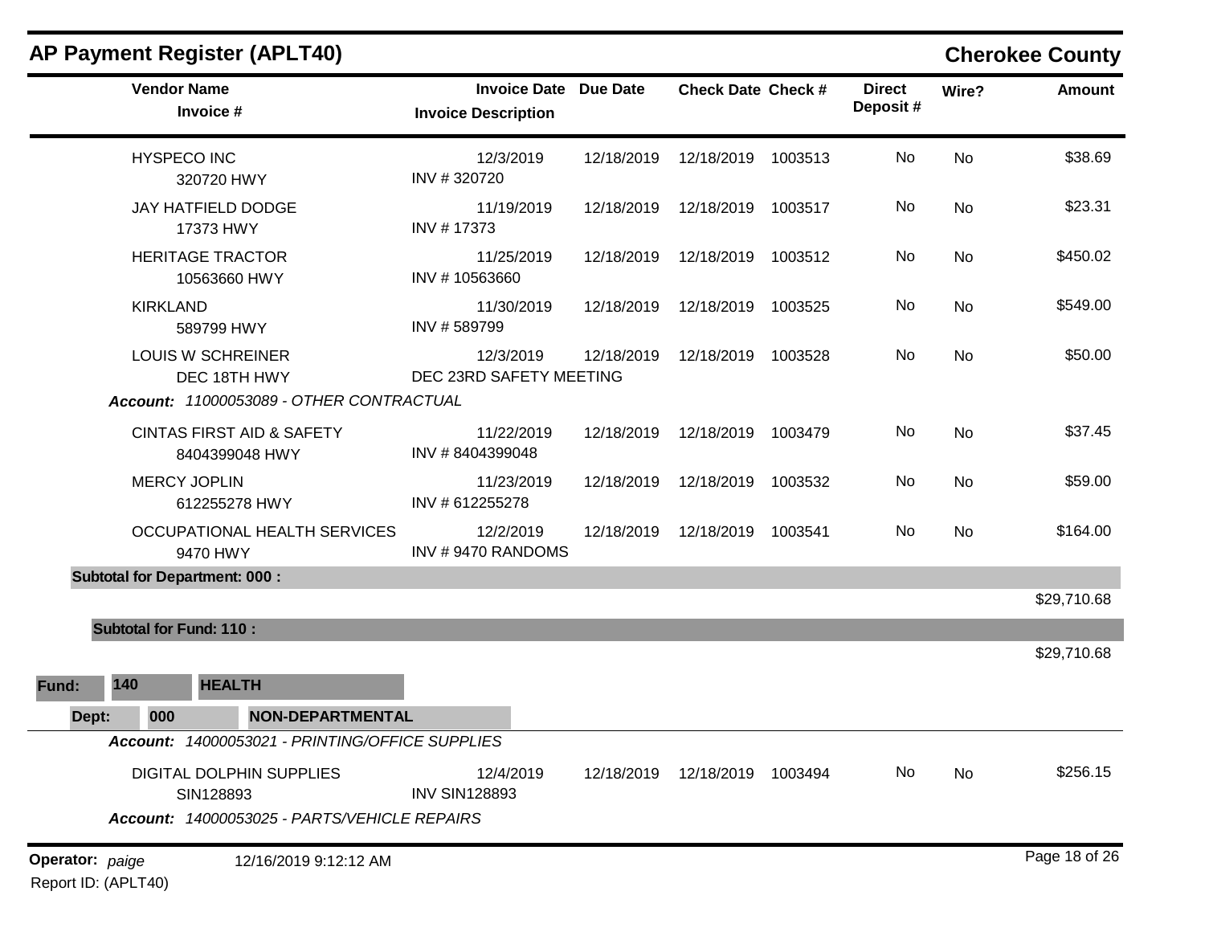# AP Payment Register (APLT40)

**Cherokee County**

| Vendor Name / Invoice # | Invoice Date / Invoice Description | Due Date | Check Date | Check # | Direct Deposit # | Wire? | Amount |
|---|---|---|---|---|---|---|---|
| HYSPECO INC<br>320720 HWY | 12/3/2019<br>INV # 320720 | 12/18/2019 | 12/18/2019 | 1003513 | No | No | $38.69 |
| JAY HATFIELD DODGE<br>17373 HWY | 11/19/2019<br>INV # 17373 | 12/18/2019 | 12/18/2019 | 1003517 | No | No | $23.31 |
| HERITAGE TRACTOR<br>10563660 HWY | 11/25/2019<br>INV # 10563660 | 12/18/2019 | 12/18/2019 | 1003512 | No | No | $450.02 |
| KIRKLAND<br>589799 HWY | 11/30/2019<br>INV # 589799 | 12/18/2019 | 12/18/2019 | 1003525 | No | No | $549.00 |
| LOUIS W SCHREINER<br>DEC 18TH HWY | 12/3/2019<br>DEC 23RD SAFETY MEETING | 12/18/2019 | 12/18/2019 | 1003528 | No | No | $50.00 |
| ***Account:** 11000053089 - OTHER CONTRACTUAL* | | | | | | | |
| CINTAS FIRST AID & SAFETY<br>8404399048 HWY | 11/22/2019<br>INV # 8404399048 | 12/18/2019 | 12/18/2019 | 1003479 | No | No | $37.45 |
| MERCY JOPLIN<br>612255278 HWY | 11/23/2019<br>INV # 612255278 | 12/18/2019 | 12/18/2019 | 1003532 | No | No | $59.00 |
| OCCUPATIONAL HEALTH SERVICES<br>9470 HWY | 12/2/2019<br>INV # 9470 RANDOMS | 12/18/2019 | 12/18/2019 | 1003541 | No | No | $164.00 |
| **Subtotal for Department: 000 :** | | | | | | | $29,710.68 |
| **Subtotal for Fund: 110 :** | | | | | | | $29,710.68 |

**Fund: 140 HEALTH**

**Dept: 000 NON-DEPARTMENTAL**

| Vendor Name / Invoice # | Invoice Date / Invoice Description | Due Date | Check Date | Check # | Direct Deposit # | Wire? | Amount |
|---|---|---|---|---|---|---|---|
| ***Account:** 14000053021 - PRINTING/OFFICE SUPPLIES* | | | | | | | |
| DIGITAL DOLPHIN SUPPLIES<br>SIN128893 | 12/4/2019<br>INV SIN128893 | 12/18/2019 | 12/18/2019 | 1003494 | No | No | $256.15 |
| ***Account:** 14000053025 - PARTS/VEHICLE REPAIRS* | | | | | | | |

**Operator:** *paige* 12/16/2019 9:12:12 AM

Report ID: (APLT40)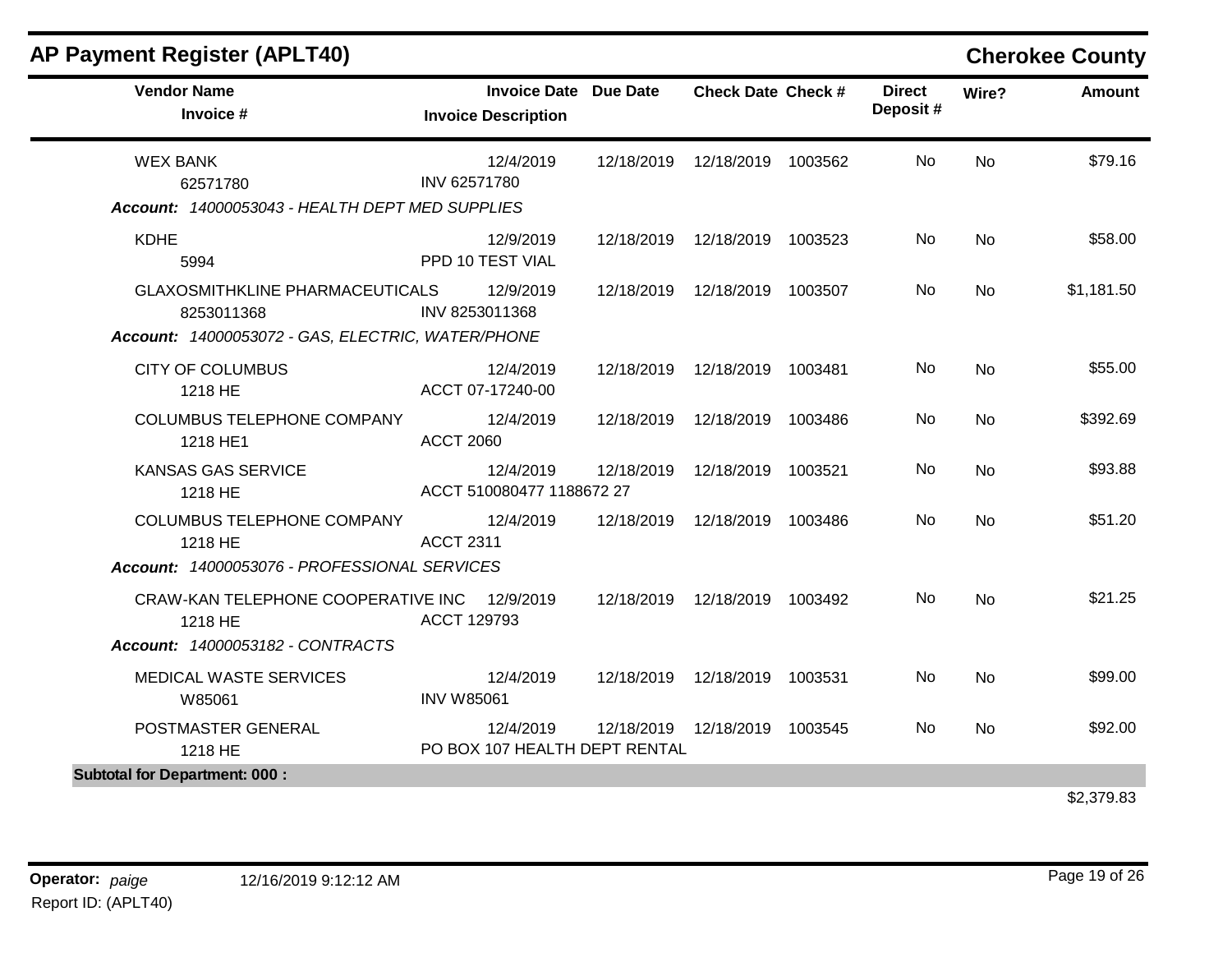## AP Payment Register (APLT40)

**Cherokee County**

| Vendor Name / Invoice # | Invoice Date / Invoice Description | Due Date | Check Date | Check # | Direct Deposit # | Wire? | Amount |
|---|---|---|---|---|---|---|---|
| WEX BANK<br>62571780 | 12/4/2019<br>INV 62571780 | 12/18/2019 | 12/18/2019 | 1003562 | No | No | $79.16 |
| ***Account: 14000053043 - HEALTH DEPT MED SUPPLIES*** | | | | | | | |
| KDHE<br>5994 | 12/9/2019<br>PPD 10 TEST VIAL | 12/18/2019 | 12/18/2019 | 1003523 | No | No | $58.00 |
| GLAXOSMITHKLINE PHARMACEUTICALS<br>8253011368 | 12/9/2019<br>INV 8253011368 | 12/18/2019 | 12/18/2019 | 1003507 | No | No | $1,181.50 |
| ***Account: 14000053072 - GAS, ELECTRIC, WATER/PHONE*** | | | | | | | |
| CITY OF COLUMBUS<br>1218 HE | 12/4/2019<br>ACCT 07-17240-00 | 12/18/2019 | 12/18/2019 | 1003481 | No | No | $55.00 |
| COLUMBUS TELEPHONE COMPANY<br>1218 HE1 | 12/4/2019<br>ACCT 2060 | 12/18/2019 | 12/18/2019 | 1003486 | No | No | $392.69 |
| KANSAS GAS SERVICE<br>1218 HE | 12/4/2019<br>ACCT 510080477 1188672 27 | 12/18/2019 | 12/18/2019 | 1003521 | No | No | $93.88 |
| COLUMBUS TELEPHONE COMPANY<br>1218 HE | 12/4/2019<br>ACCT 2311 | 12/18/2019 | 12/18/2019 | 1003486 | No | No | $51.20 |
| ***Account: 14000053076 - PROFESSIONAL SERVICES*** | | | | | | | |
| CRAW-KAN TELEPHONE COOPERATIVE INC<br>1218 HE | 12/9/2019<br>ACCT 129793 | 12/18/2019 | 12/18/2019 | 1003492 | No | No | $21.25 |
| ***Account: 14000053182 - CONTRACTS*** | | | | | | | |
| MEDICAL WASTE SERVICES<br>W85061 | 12/4/2019<br>INV W85061 | 12/18/2019 | 12/18/2019 | 1003531 | No | No | $99.00 |
| POSTMASTER GENERAL<br>1218 HE | 12/4/2019<br>PO BOX 107 HEALTH DEPT RENTAL | 12/18/2019 | 12/18/2019 | 1003545 | No | No | $92.00 |
| **Subtotal for Department: 000 :** | | | | | | | $2,379.83 |

**Operator:** *paige* 12/16/2019 9:12:12 AM

Report ID: (APLT40)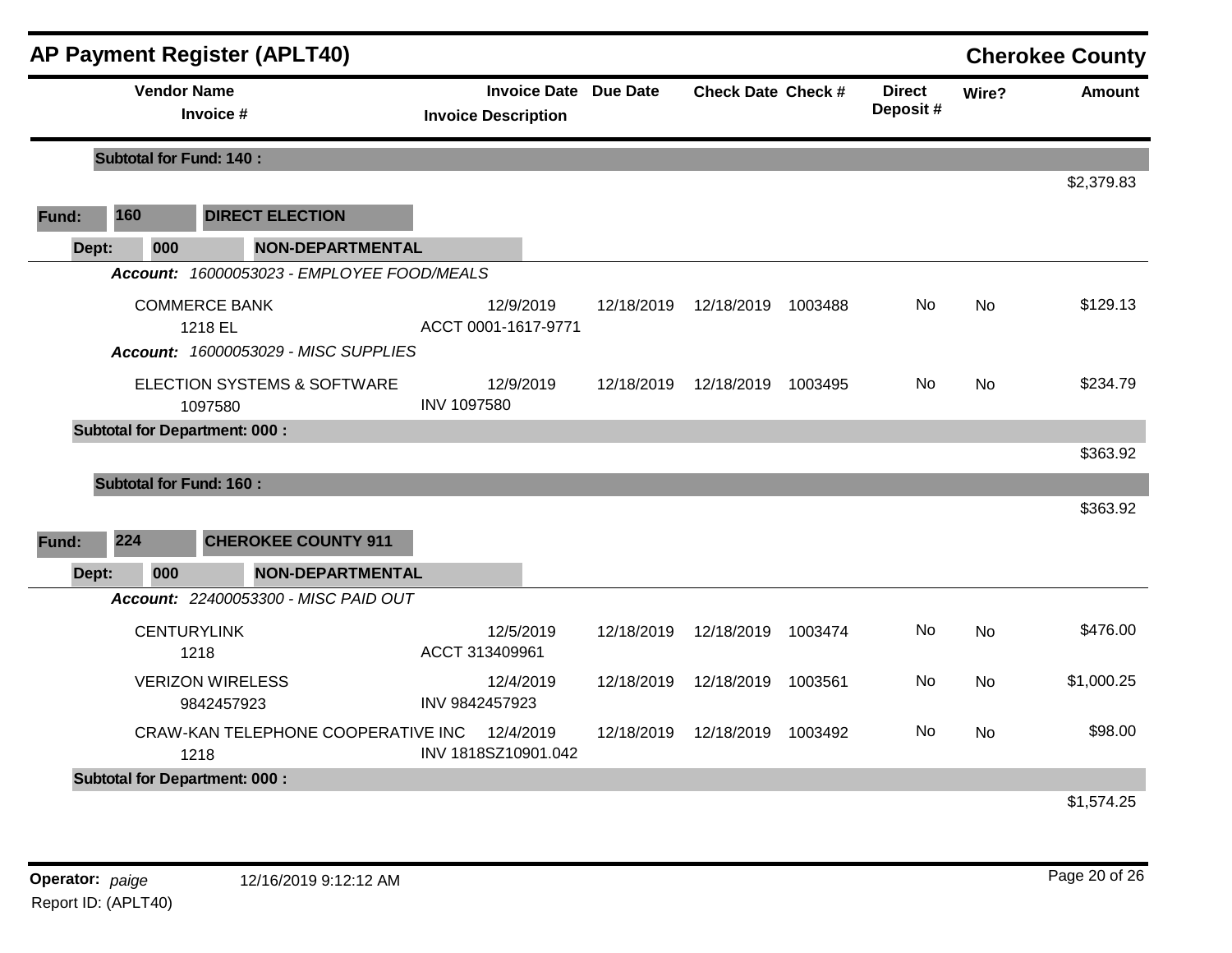## AP Payment Register (APLT40) — Cherokee County

| Vendor Name / Invoice # | Invoice Date / Invoice Description | Due Date | Check Date | Check # | Direct Deposit # | Wire? | Amount |
|---|---|---|---|---|---|---|---|
| **Subtotal for Fund: 140 :** | | | | | | | $2,379.83 |

**Fund: 160 — DIRECT ELECTION**

**Dept: 000 — NON-DEPARTMENTAL**

| Vendor Name / Invoice # | Invoice Date / Invoice Description | Due Date | Check Date | Check # | Direct Deposit # | Wire? | Amount |
|---|---|---|---|---|---|---|---|
| ***Account: 16000053023 - EMPLOYEE FOOD/MEALS*** | | | | | | | |
| COMMERCE BANK<br>1218 EL | 12/9/2019<br>ACCT 0001-1617-9771 | 12/18/2019 | 12/18/2019 | 1003488 | No | No | $129.13 |
| ***Account: 16000053029 - MISC SUPPLIES*** | | | | | | | |
| ELECTION SYSTEMS & SOFTWARE<br>1097580 | 12/9/2019<br>INV 1097580 | 12/18/2019 | 12/18/2019 | 1003495 | No | No | $234.79 |
| **Subtotal for Department: 000 :** | | | | | | | $363.92 |
| **Subtotal for Fund: 160 :** | | | | | | | $363.92 |

**Fund: 224 — CHEROKEE COUNTY 911**

**Dept: 000 — NON-DEPARTMENTAL**

| Vendor Name / Invoice # | Invoice Date / Invoice Description | Due Date | Check Date | Check # | Direct Deposit # | Wire? | Amount |
|---|---|---|---|---|---|---|---|
| ***Account: 22400053300 - MISC PAID OUT*** | | | | | | | |
| CENTURYLINK<br>1218 | 12/5/2019<br>ACCT 313409961 | 12/18/2019 | 12/18/2019 | 1003474 | No | No | $476.00 |
| VERIZON WIRELESS<br>9842457923 | 12/4/2019<br>INV 9842457923 | 12/18/2019 | 12/18/2019 | 1003561 | No | No | $1,000.25 |
| CRAW-KAN TELEPHONE COOPERATIVE INC<br>1218 | 12/4/2019<br>INV 1818SZ10901.042 | 12/18/2019 | 12/18/2019 | 1003492 | No | No | $98.00 |
| **Subtotal for Department: 000 :** | | | | | | | $1,574.25 |

**Operator:** *paige* 12/16/2019 9:12:12 AM

Report ID: (APLT40)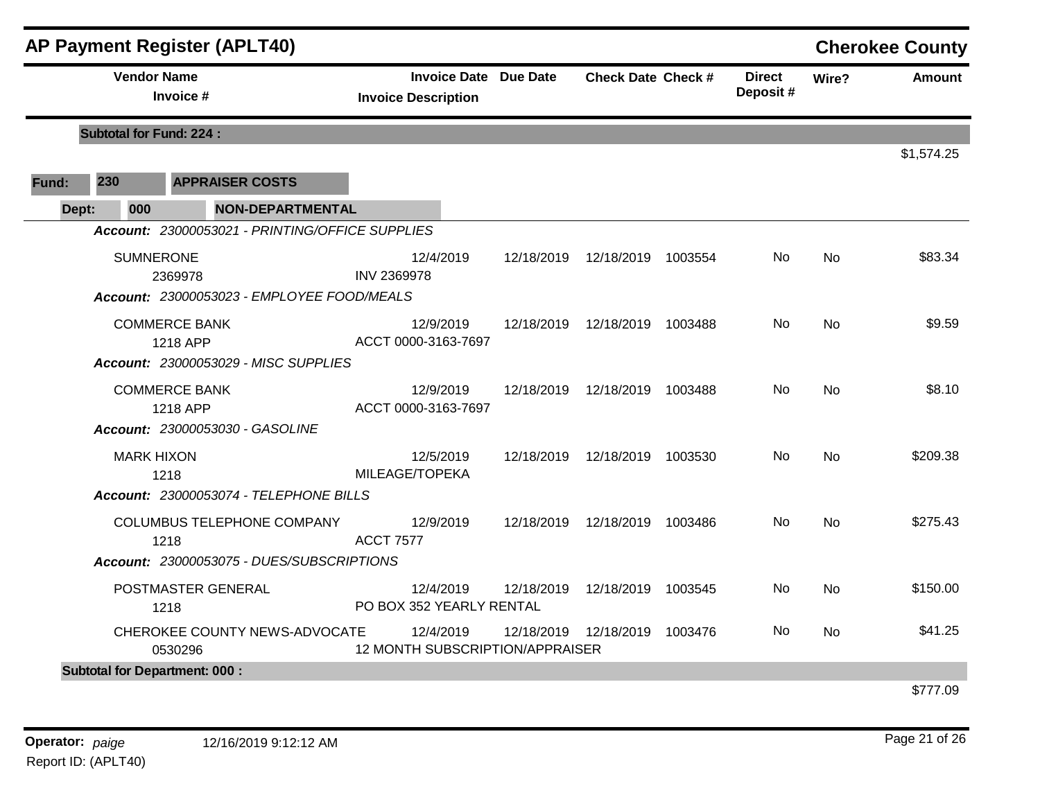## AP Payment Register (APLT40) — Cherokee County

| Vendor Name / Invoice # | Invoice Date / Invoice Description | Due Date | Check Date | Check # | Direct Deposit # | Wire? | Amount |
|---|---|---|---|---|---|---|---|
| **Subtotal for Fund: 224 :** | | | | | | | $1,574.25 |

**Fund:** 230 **APPRAISER COSTS**

**Dept:** 000 **NON-DEPARTMENTAL**

| Vendor Name / Invoice # | Invoice Date / Invoice Description | Due Date | Check Date | Check # | Direct Deposit # | Wire? | Amount |
|---|---|---|---|---|---|---|---|
| ***Account: 23000053021 - PRINTING/OFFICE SUPPLIES*** | | | | | | | |
| SUMNERONE<br>2369978 | 12/4/2019<br>INV 2369978 | 12/18/2019 | 12/18/2019 | 1003554 | No | No | $83.34 |
| ***Account: 23000053023 - EMPLOYEE FOOD/MEALS*** | | | | | | | |
| COMMERCE BANK<br>1218 APP | 12/9/2019<br>ACCT 0000-3163-7697 | 12/18/2019 | 12/18/2019 | 1003488 | No | No | $9.59 |
| ***Account: 23000053029 - MISC SUPPLIES*** | | | | | | | |
| COMMERCE BANK<br>1218 APP | 12/9/2019<br>ACCT 0000-3163-7697 | 12/18/2019 | 12/18/2019 | 1003488 | No | No | $8.10 |
| ***Account: 23000053030 - GASOLINE*** | | | | | | | |
| MARK HIXON<br>1218 | 12/5/2019<br>MILEAGE/TOPEKA | 12/18/2019 | 12/18/2019 | 1003530 | No | No | $209.38 |
| ***Account: 23000053074 - TELEPHONE BILLS*** | | | | | | | |
| COLUMBUS TELEPHONE COMPANY<br>1218 | 12/9/2019<br>ACCT 7577 | 12/18/2019 | 12/18/2019 | 1003486 | No | No | $275.43 |
| ***Account: 23000053075 - DUES/SUBSCRIPTIONS*** | | | | | | | |
| POSTMASTER GENERAL<br>1218 | 12/4/2019<br>PO BOX 352 YEARLY RENTAL | 12/18/2019 | 12/18/2019 | 1003545 | No | No | $150.00 |
| CHEROKEE COUNTY NEWS-ADVOCATE<br>0530296 | 12/4/2019<br>12 MONTH SUBSCRIPTION/APPRAISER | 12/18/2019 | 12/18/2019 | 1003476 | No | No | $41.25 |
| **Subtotal for Department: 000 :** | | | | | | | $777.09 |

**Operator:** *paige* 12/16/2019 9:12:12 AM

Report ID: (APLT40)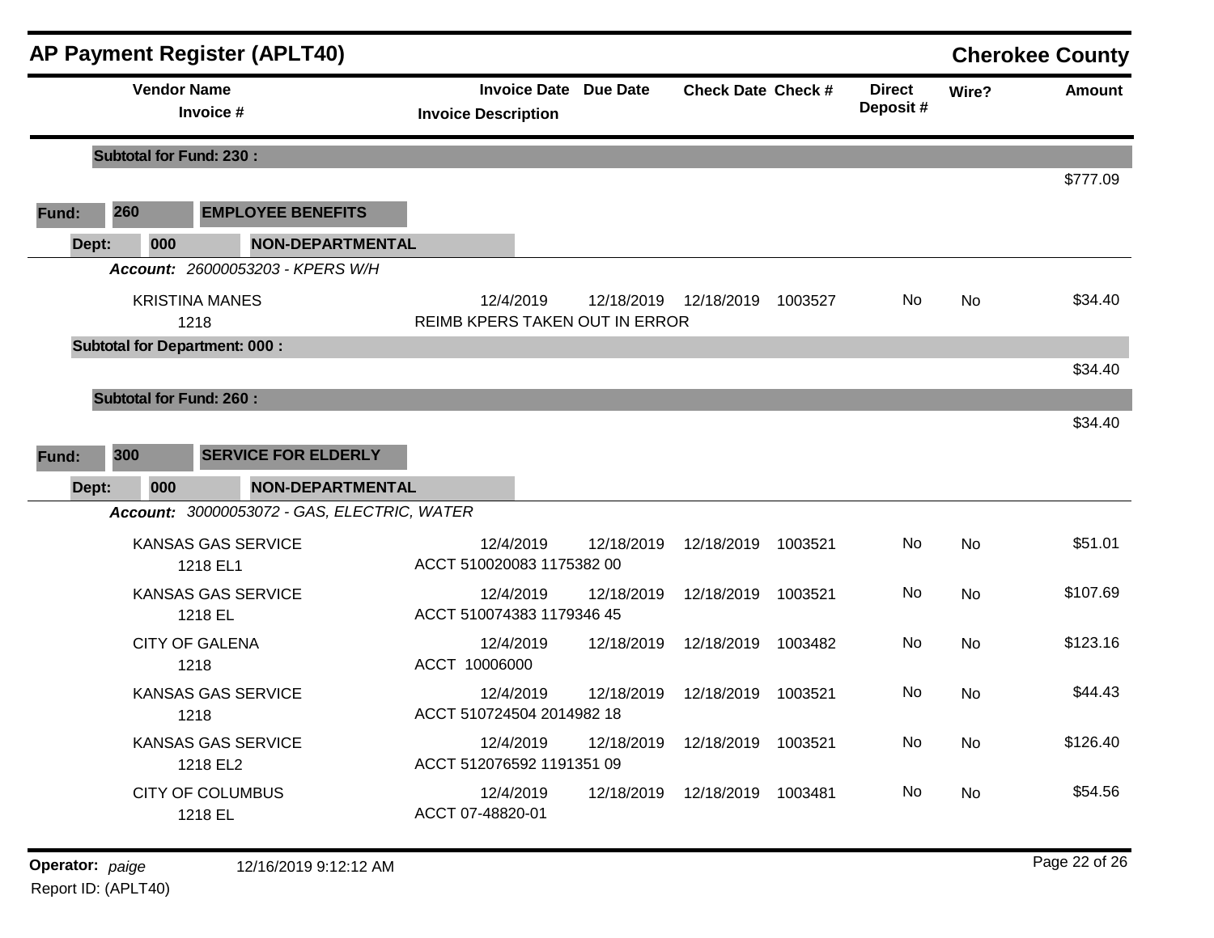## AP Payment Register (APLT40)

**Cherokee County**

| Vendor Name / Invoice # | Invoice Date / Invoice Description | Due Date | Check Date | Check # | Direct Deposit # | Wire? | Amount |
|---|---|---|---|---|---|---|---|
| **Subtotal for Fund: 230 :** | | | | | | | $777.09 |
| **Fund: 260 EMPLOYEE BENEFITS** | | | | | | | |
| **Dept: 000 NON-DEPARTMENTAL** | | | | | | | |
| ***Account:*** *26000053203 - KPERS W/H* | | | | | | | |
| KRISTINA MANES<br>1218 | 12/4/2019<br>REIMB KPERS TAKEN OUT IN ERROR | 12/18/2019 | 12/18/2019 | 1003527 | No | No | $34.40 |
| **Subtotal for Department: 000 :** | | | | | | | $34.40 |
| **Subtotal for Fund: 260 :** | | | | | | | $34.40 |
| **Fund: 300 SERVICE FOR ELDERLY** | | | | | | | |
| **Dept: 000 NON-DEPARTMENTAL** | | | | | | | |
| ***Account:*** *30000053072 - GAS, ELECTRIC, WATER* | | | | | | | |
| KANSAS GAS SERVICE<br>1218 EL1 | 12/4/2019<br>ACCT 510020083 1175382 00 | 12/18/2019 | 12/18/2019 | 1003521 | No | No | $51.01 |
| KANSAS GAS SERVICE<br>1218 EL | 12/4/2019<br>ACCT 510074383 1179346 45 | 12/18/2019 | 12/18/2019 | 1003521 | No | No | $107.69 |
| CITY OF GALENA<br>1218 | 12/4/2019<br>ACCT 10006000 | 12/18/2019 | 12/18/2019 | 1003482 | No | No | $123.16 |
| KANSAS GAS SERVICE<br>1218 | 12/4/2019<br>ACCT 510724504 2014982 18 | 12/18/2019 | 12/18/2019 | 1003521 | No | No | $44.43 |
| KANSAS GAS SERVICE<br>1218 EL2 | 12/4/2019<br>ACCT 512076592 1191351 09 | 12/18/2019 | 12/18/2019 | 1003521 | No | No | $126.40 |
| CITY OF COLUMBUS<br>1218 EL | 12/4/2019<br>ACCT 07-48820-01 | 12/18/2019 | 12/18/2019 | 1003481 | No | No | $54.56 |

**Operator:** *paige* 12/16/2019 9:12:12 AM
Report ID: (APLT40)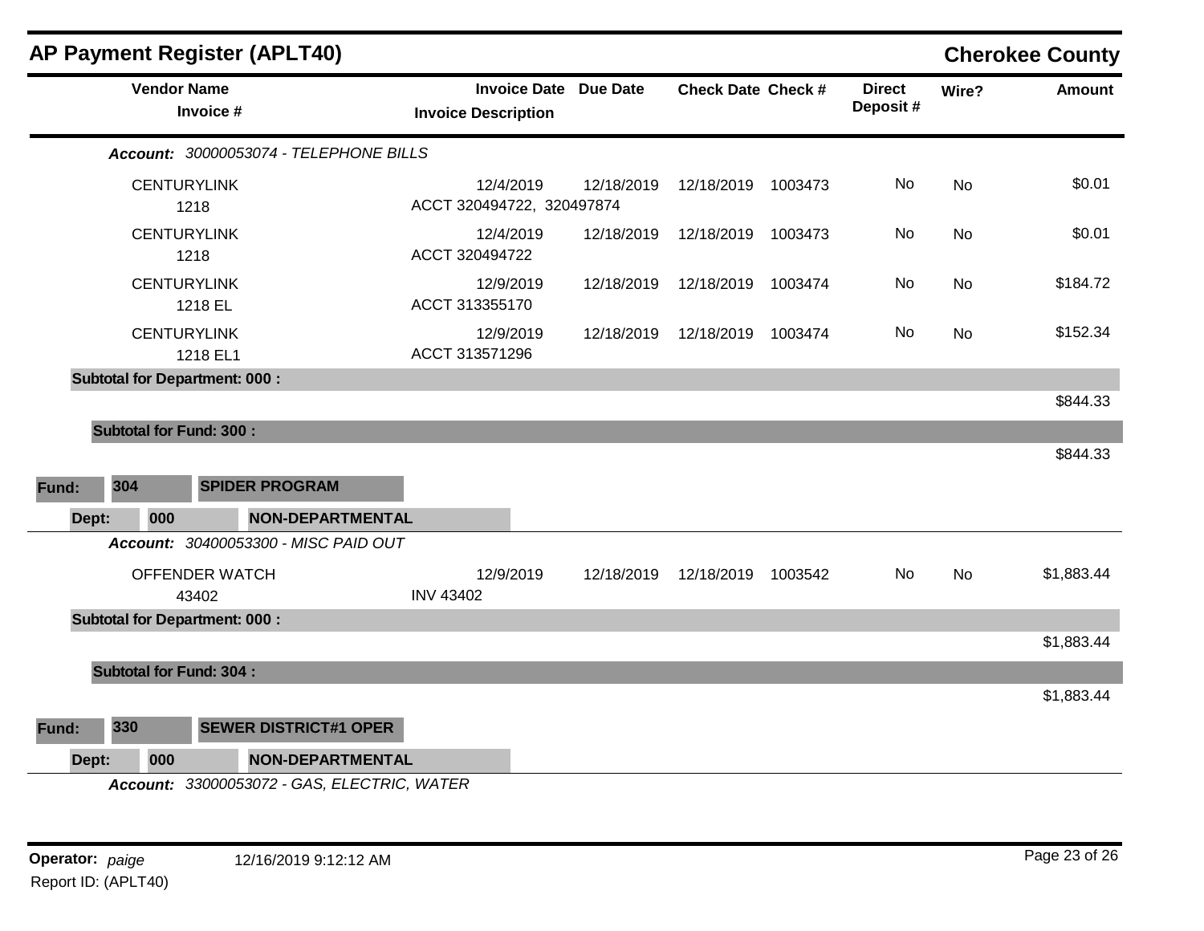## AP Payment Register (APLT40)

**Cherokee County**

| Vendor Name / Invoice # | Invoice Date / Invoice Description | Due Date | Check Date | Check # | Direct Deposit # | Wire? | Amount |
|---|---|---|---|---|---|---|---|
| ***Account:*** *30000053074 - TELEPHONE BILLS* | | | | | | | |
| CENTURYLINK<br>1218 | 12/4/2019<br>ACCT 320494722, 320497874 | 12/18/2019 | 12/18/2019 | 1003473 | No | No | $0.01 |
| CENTURYLINK<br>1218 | 12/4/2019<br>ACCT 320494722 | 12/18/2019 | 12/18/2019 | 1003473 | No | No | $0.01 |
| CENTURYLINK<br>1218 EL | 12/9/2019<br>ACCT 313355170 | 12/18/2019 | 12/18/2019 | 1003474 | No | No | $184.72 |
| CENTURYLINK<br>1218 EL1 | 12/9/2019<br>ACCT 313571296 | 12/18/2019 | 12/18/2019 | 1003474 | No | No | $152.34 |
| **Subtotal for Department: 000 :** | | | | | | | $844.33 |
| **Subtotal for Fund: 300 :** | | | | | | | $844.33 |

**Fund:** 304 **SPIDER PROGRAM**

**Dept:** 000 **NON-DEPARTMENTAL**

| Vendor Name / Invoice # | Invoice Date / Invoice Description | Due Date | Check Date | Check # | Direct Deposit # | Wire? | Amount |
|---|---|---|---|---|---|---|---|
| ***Account:*** *30400053300 - MISC PAID OUT* | | | | | | | |
| OFFENDER WATCH<br>43402 | 12/9/2019<br>INV 43402 | 12/18/2019 | 12/18/2019 | 1003542 | No | No | $1,883.44 |
| **Subtotal for Department: 000 :** | | | | | | | $1,883.44 |
| **Subtotal for Fund: 304 :** | | | | | | | $1,883.44 |

**Fund:** 330 **SEWER DISTRICT#1 OPER**

**Dept:** 000 **NON-DEPARTMENTAL**

***Account:*** *33000053072 - GAS, ELECTRIC, WATER*

**Operator:** *paige* 12/16/2019 9:12:12 AM

Report ID: (APLT40)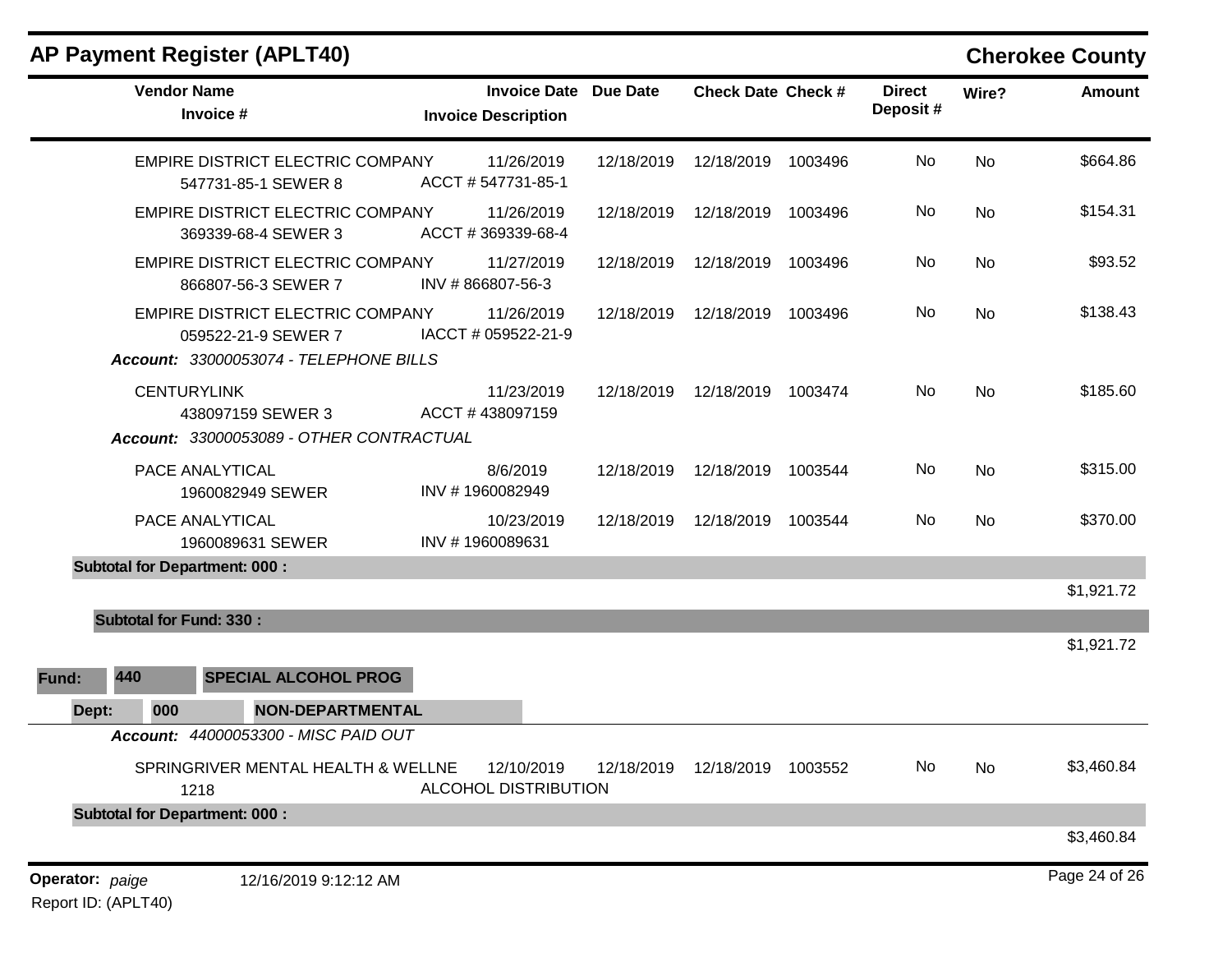# AP Payment Register (APLT40)

## Cherokee County

| Vendor Name / Invoice # | Invoice Date / Invoice Description | Due Date | Check Date | Check # | Direct Deposit # | Wire? | Amount |
|---|---|---|---|---|---|---|---|
| EMPIRE DISTRICT ELECTRIC COMPANY<br>547731-85-1 SEWER 8 | 11/26/2019<br>ACCT # 547731-85-1 | 12/18/2019 | 12/18/2019 | 1003496 | No | No | $664.86 |
| EMPIRE DISTRICT ELECTRIC COMPANY<br>369339-68-4 SEWER 3 | 11/26/2019<br>ACCT # 369339-68-4 | 12/18/2019 | 12/18/2019 | 1003496 | No | No | $154.31 |
| EMPIRE DISTRICT ELECTRIC COMPANY<br>866807-56-3 SEWER 7 | 11/27/2019<br>INV # 866807-56-3 | 12/18/2019 | 12/18/2019 | 1003496 | No | No | $93.52 |
| EMPIRE DISTRICT ELECTRIC COMPANY<br>059522-21-9 SEWER 7 | 11/26/2019<br>IACCT # 059522-21-9 | 12/18/2019 | 12/18/2019 | 1003496 | No | No | $138.43 |
| ***Account:** 33000053074 - TELEPHONE BILLS* | | | | | | | |
| CENTURYLINK<br>438097159 SEWER 3 | 11/23/2019<br>ACCT # 438097159 | 12/18/2019 | 12/18/2019 | 1003474 | No | No | $185.60 |
| ***Account:** 33000053089 - OTHER CONTRACTUAL* | | | | | | | |
| PACE ANALYTICAL<br>1960082949 SEWER | 8/6/2019<br>INV # 1960082949 | 12/18/2019 | 12/18/2019 | 1003544 | No | No | $315.00 |
| PACE ANALYTICAL<br>1960089631 SEWER | 10/23/2019<br>INV # 1960089631 | 12/18/2019 | 12/18/2019 | 1003544 | No | No | $370.00 |
| **Subtotal for Department: 000 :** | | | | | | | $1,921.72 |
| **Subtotal for Fund: 330 :** | | | | | | | $1,921.72 |

**Fund:** **440** **SPECIAL ALCOHOL PROG**

**Dept:** **000** **NON-DEPARTMENTAL**

| Vendor Name / Invoice # | Invoice Date / Invoice Description | Due Date | Check Date | Check # | Direct Deposit # | Wire? | Amount |
|---|---|---|---|---|---|---|---|
| ***Account:** 44000053300 - MISC PAID OUT* | | | | | | | |
| SPRINGRIVER MENTAL HEALTH & WELLNE<br>1218 | 12/10/2019<br>ALCOHOL DISTRIBUTION | 12/18/2019 | 12/18/2019 | 1003552 | No | No | $3,460.84 |
| **Subtotal for Department: 000 :** | | | | | | | $3,460.84 |

**Operator:** *paige* 12/16/2019 9:12:12 AM

Report ID: (APLT40)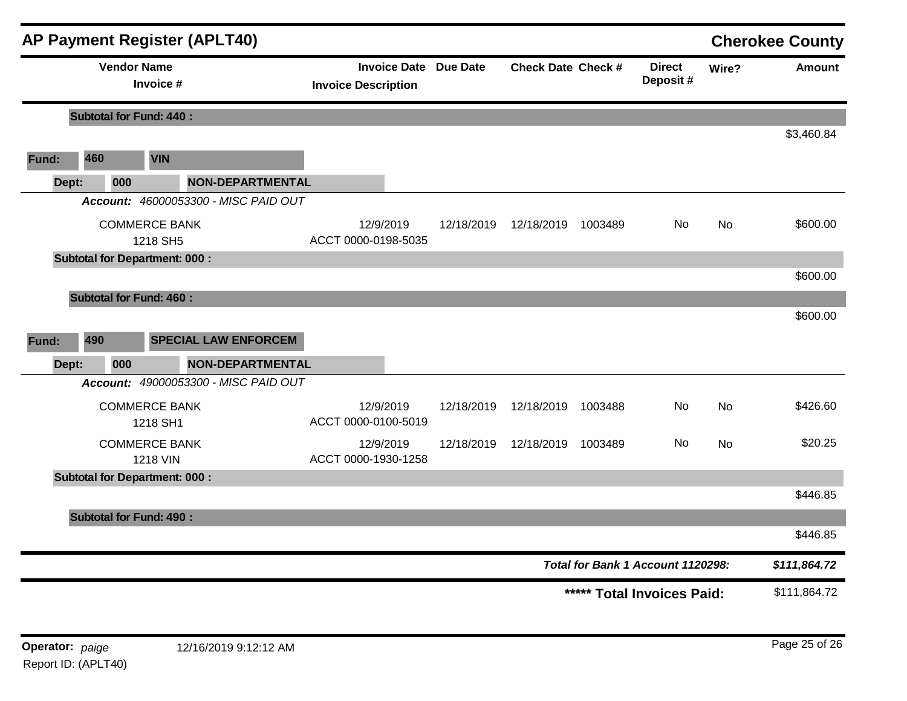# AP Payment Register (APLT40)

**Cherokee County**

| Vendor Name / Invoice # | Invoice Date / Invoice Description | Due Date | Check Date | Check # | Direct Deposit # | Wire? | Amount |
|---|---|---|---|---|---|---|---|
| **Subtotal for Fund: 440 :** | | | | | | | $3,460.84 |
| **Fund: 460 VIN** | | | | | | | |
| **Dept: 000 NON-DEPARTMENTAL** | | | | | | | |
| ***Account:*** *46000053300 - MISC PAID OUT* | | | | | | | |
| COMMERCE BANK<br>1218 SH5 | 12/9/2019<br>ACCT 0000-0198-5035 | 12/18/2019 | 12/18/2019 | 1003489 | No | No | $600.00 |
| **Subtotal for Department: 000 :** | | | | | | | $600.00 |
| **Subtotal for Fund: 460 :** | | | | | | | $600.00 |
| **Fund: 490 SPECIAL LAW ENFORCEM** | | | | | | | |
| **Dept: 000 NON-DEPARTMENTAL** | | | | | | | |
| ***Account:*** *49000053300 - MISC PAID OUT* | | | | | | | |
| COMMERCE BANK<br>1218 SH1 | 12/9/2019<br>ACCT 0000-0100-5019 | 12/18/2019 | 12/18/2019 | 1003488 | No | No | $426.60 |
| COMMERCE BANK<br>1218 VIN | 12/9/2019<br>ACCT 0000-1930-1258 | 12/18/2019 | 12/18/2019 | 1003489 | No | No | $20.25 |
| **Subtotal for Department: 000 :** | | | | | | | $446.85 |
| **Subtotal for Fund: 490 :** | | | | | | | $446.85 |
| | | | | | ***Total for Bank 1 Account 1120298:*** | | ***$111,864.72*** |
| | | | | | **\*\*\*\*\* Total Invoices Paid:** | | $111,864.72 |

**Operator:** *paige* 12/16/2019 9:12:12 AM

Report ID: (APLT40)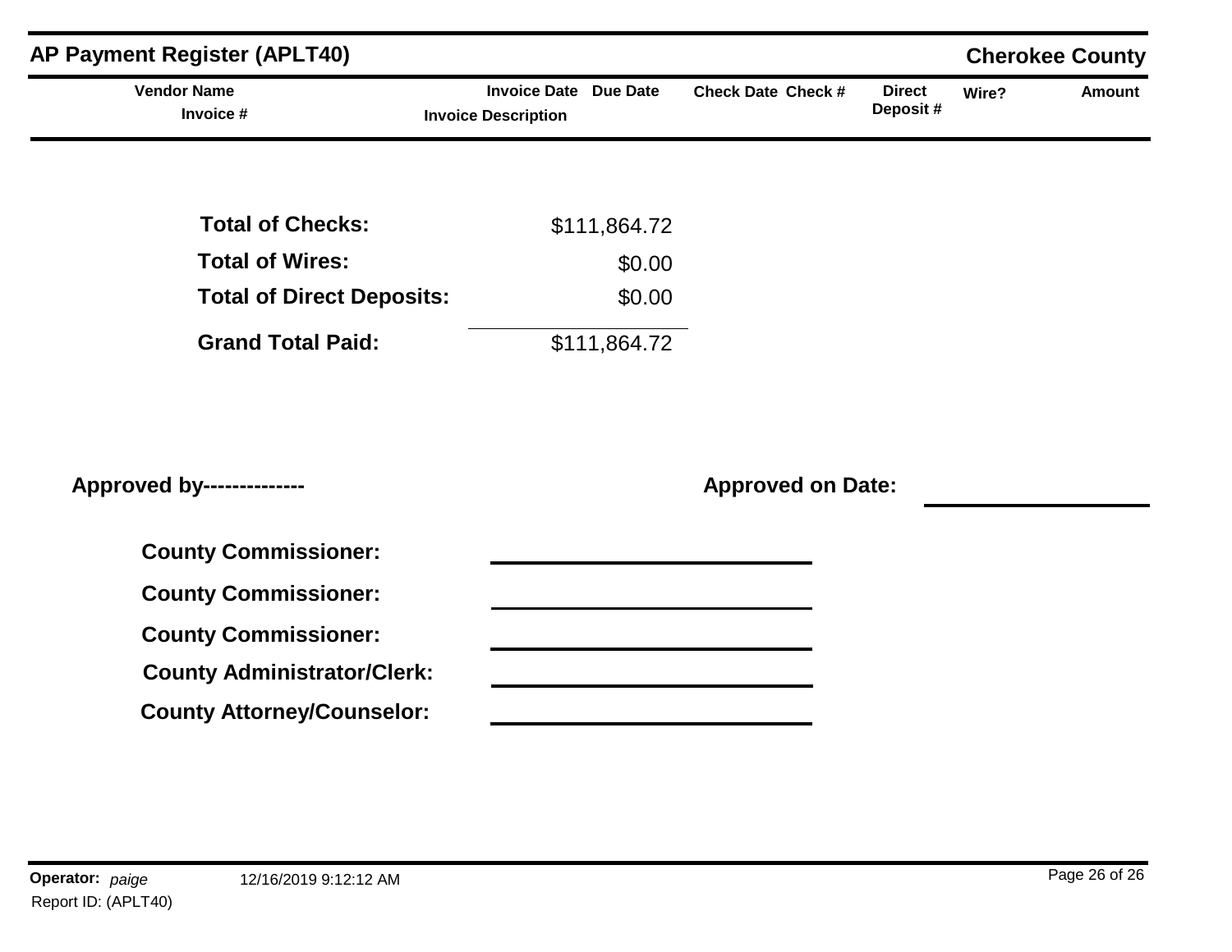# AP Payment Register (APLT40)

**Cherokee County**

| Vendor Name / Invoice # | Invoice Date / Invoice Description | Due Date | Check Date | Check # | Direct Deposit # | Wire? | Amount |
|---|---|---|---|---|---|---|---|

| | |
|---|---|
| **Total of Checks:** | $111,864.72 |
| **Total of Wires:** | $0.00 |
| **Total of Direct Deposits:** | $0.00 |
| **Grand Total Paid:** | $111,864.72 |

**Approved by--------------**

**Approved on Date:** ____________________

**County Commissioner:** ____________________

**County Commissioner:** ____________________

**County Commissioner:** ____________________

**County Administrator/Clerk:** ____________________

**County Attorney/Counselor:** ____________________

**Operator:** *paige* 12/16/2019 9:12:12 AM

Report ID: (APLT40)